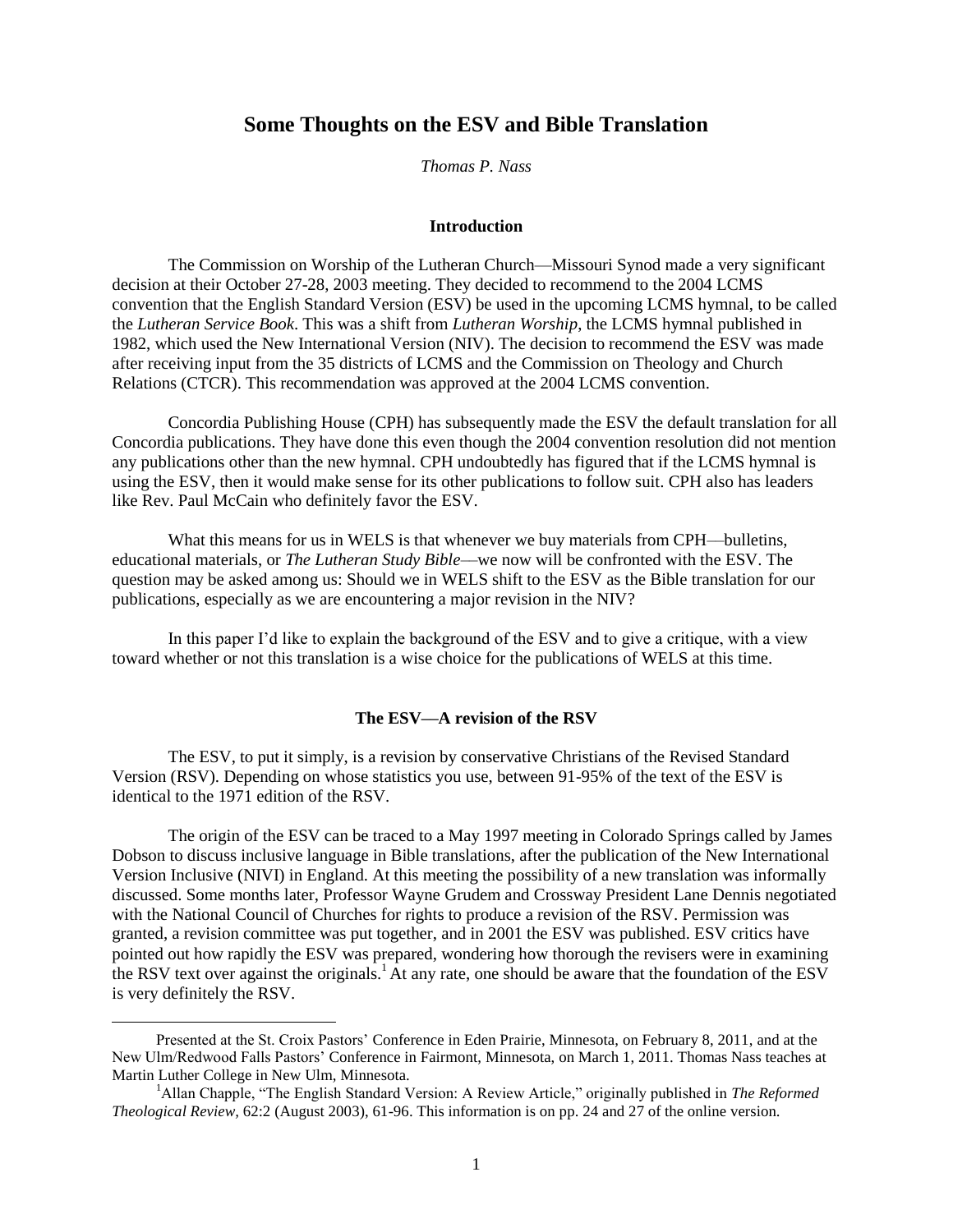# Some Thoughts on the ESV and Bible Translation

*Thomas P. Nass*

## Introduction

The Commission on Worship of the Lutheran Church—Missouri Synod made a very significant decision at their October 27-28, 2003 meeting. They decided to recommend to the 2004 LCMS convention that the English Standard Version (ESV) be used in the upcoming LCMS hymnal, to be called the *Lutheran Service Book*. This was a shift from *Lutheran Worship*, the LCMS hymnal published in 1982, which used the New International Version (NIV). The decision to recommend the ESV was made after receiving input from the 35 districts of LCMS and the Commission on Theology and Church Relations (CTCR). This recommendation was approved at the 2004 LCMS convention.

Concordia Publishing House (CPH) has subsequently made the ESV the default translation for all Concordia publications. They have done this even though the 2004 convention resolution did not mention any publications other than the new hymnal. CPH undoubtedly has figured that if the LCMS hymnal is using the ESV, then it would make sense for its other publications to follow suit. CPH also has leaders like Rev. Paul McCain who definitely favor the ESV.

What this means for us in WELS is that whenever we buy materials from CPH—bulletins, educational materials, or *The Lutheran Study Bible*—we now will be confronted with the ESV. The question may be asked among us: Should we in WELS shift to the ESV as the Bible translation for our publications, especially as we are encountering a major revision in the NIV?

In this paper I'd like to explain the background of the ESV and to give a critique, with a view toward whether or not this translation is a wise choice for the publications of WELS at this time.

## The ESV—A revision of the RSV

The ESV, to put it simply, is a revision by conservative Christians of the Revised Standard Version (RSV). Depending on whose statistics you use, between 91-95% of the text of the ESV is identical to the 1971 edition of the RSV.

The origin of the ESV can be traced to a May 1997 meeting in Colorado Springs called by James Dobson to discuss inclusive language in Bible translations, after the publication of the New International Version Inclusive (NIVI) in England. At this meeting the possibility of a new translation was informally discussed. Some months later, Professor Wayne Grudem and Crossway President Lane Dennis negotiated with the National Council of Churches for rights to produce a revision of the RSV. Permission was granted, a revision committee was put together, and in 2001 the ESV was published. ESV critics have pointed out how rapidly the ESV was prepared, wondering how thorough the revisers were in examining the RSV text over against the originals.[1] At any rate, one should be aware that the foundation of the ESV is very definitely the RSV.

---

Presented at the St. Croix Pastors' Conference in Eden Prairie, Minnesota, on February 8, 2011, and at the New Ulm/Redwood Falls Pastors' Conference in Fairmont, Minnesota, on March 1, 2011. Thomas Nass teaches at Martin Luther College in New Ulm, Minnesota.

[1] Allan Chapple, "The English Standard Version: A Review Article," originally published in *The Reformed Theological Review*, 62:2 (August 2003), 61-96. This information is on pp. 24 and 27 of the online version.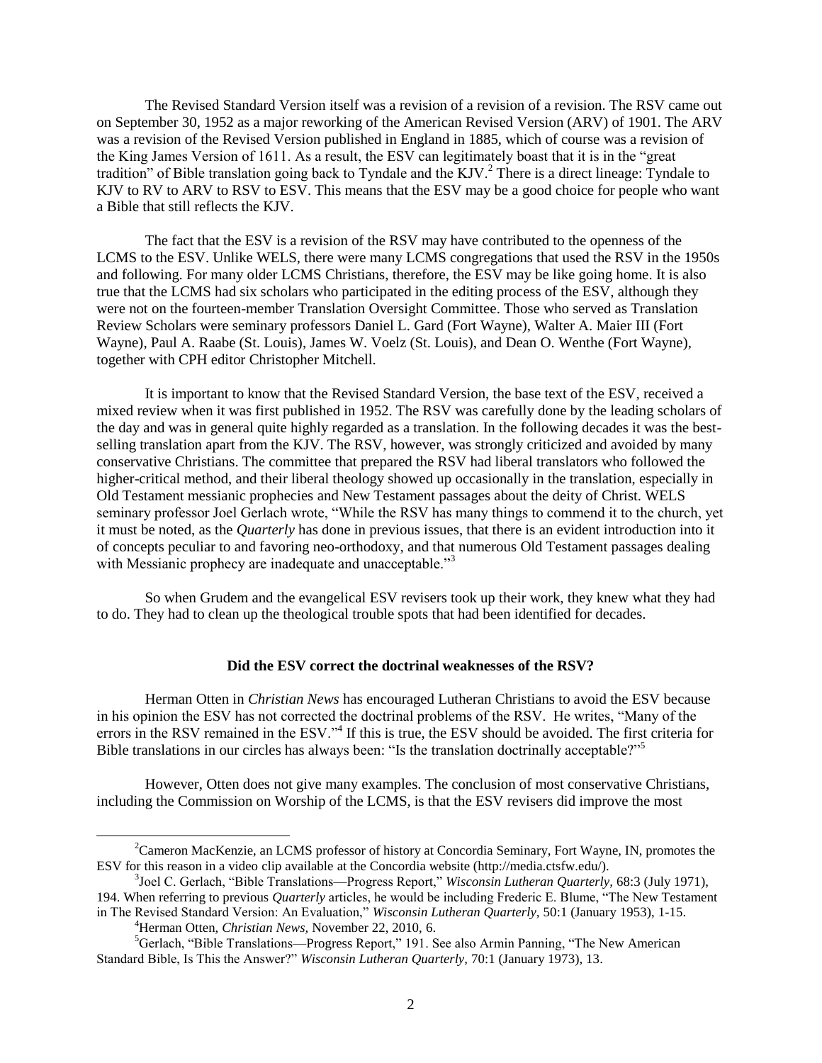The Revised Standard Version itself was a revision of a revision of a revision. The RSV came out on September 30, 1952 as a major reworking of the American Revised Version (ARV) of 1901. The ARV was a revision of the Revised Version published in England in 1885, which of course was a revision of the King James Version of 1611. As a result, the ESV can legitimately boast that it is in the "great tradition" of Bible translation going back to Tyndale and the KJV.[2] There is a direct lineage: Tyndale to KJV to RV to ARV to RSV to ESV. This means that the ESV may be a good choice for people who want a Bible that still reflects the KJV.

The fact that the ESV is a revision of the RSV may have contributed to the openness of the LCMS to the ESV. Unlike WELS, there were many LCMS congregations that used the RSV in the 1950s and following. For many older LCMS Christians, therefore, the ESV may be like going home. It is also true that the LCMS had six scholars who participated in the editing process of the ESV, although they were not on the fourteen-member Translation Oversight Committee. Those who served as Translation Review Scholars were seminary professors Daniel L. Gard (Fort Wayne), Walter A. Maier III (Fort Wayne), Paul A. Raabe (St. Louis), James W. Voelz (St. Louis), and Dean O. Wenthe (Fort Wayne), together with CPH editor Christopher Mitchell.

It is important to know that the Revised Standard Version, the base text of the ESV, received a mixed review when it was first published in 1952. The RSV was carefully done by the leading scholars of the day and was in general quite highly regarded as a translation. In the following decades it was the best-selling translation apart from the KJV. The RSV, however, was strongly criticized and avoided by many conservative Christians. The committee that prepared the RSV had liberal translators who followed the higher-critical method, and their liberal theology showed up occasionally in the translation, especially in Old Testament messianic prophecies and New Testament passages about the deity of Christ. WELS seminary professor Joel Gerlach wrote, "While the RSV has many things to commend it to the church, yet it must be noted, as the *Quarterly* has done in previous issues, that there is an evident introduction into it of concepts peculiar to and favoring neo-orthodoxy, and that numerous Old Testament passages dealing with Messianic prophecy are inadequate and unacceptable."[3]

So when Grudem and the evangelical ESV revisers took up their work, they knew what they had to do. They had to clean up the theological trouble spots that had been identified for decades.

**Did the ESV correct the doctrinal weaknesses of the RSV?**

Herman Otten in *Christian News* has encouraged Lutheran Christians to avoid the ESV because in his opinion the ESV has not corrected the doctrinal problems of the RSV. He writes, "Many of the errors in the RSV remained in the ESV."[4] If this is true, the ESV should be avoided. The first criteria for Bible translations in our circles has always been: "Is the translation doctrinally acceptable?"[5]

However, Otten does not give many examples. The conclusion of most conservative Christians, including the Commission on Worship of the LCMS, is that the ESV revisers did improve the most

---

[2] Cameron MacKenzie, an LCMS professor of history at Concordia Seminary, Fort Wayne, IN, promotes the ESV for this reason in a video clip available at the Concordia website (http://media.ctsfw.edu/).

[3] Joel C. Gerlach, "Bible Translations—Progress Report," *Wisconsin Lutheran Quarterly,* 68:3 (July 1971), 194. When referring to previous *Quarterly* articles, he would be including Frederic E. Blume, "The New Testament in The Revised Standard Version: An Evaluation," *Wisconsin Lutheran Quarterly,* 50:1 (January 1953), 1-15.

[4] Herman Otten, *Christian News,* November 22, 2010, 6.

[5] Gerlach, "Bible Translations—Progress Report," 191. See also Armin Panning, "The New American Standard Bible, Is This the Answer?" *Wisconsin Lutheran Quarterly,* 70:1 (January 1973), 13.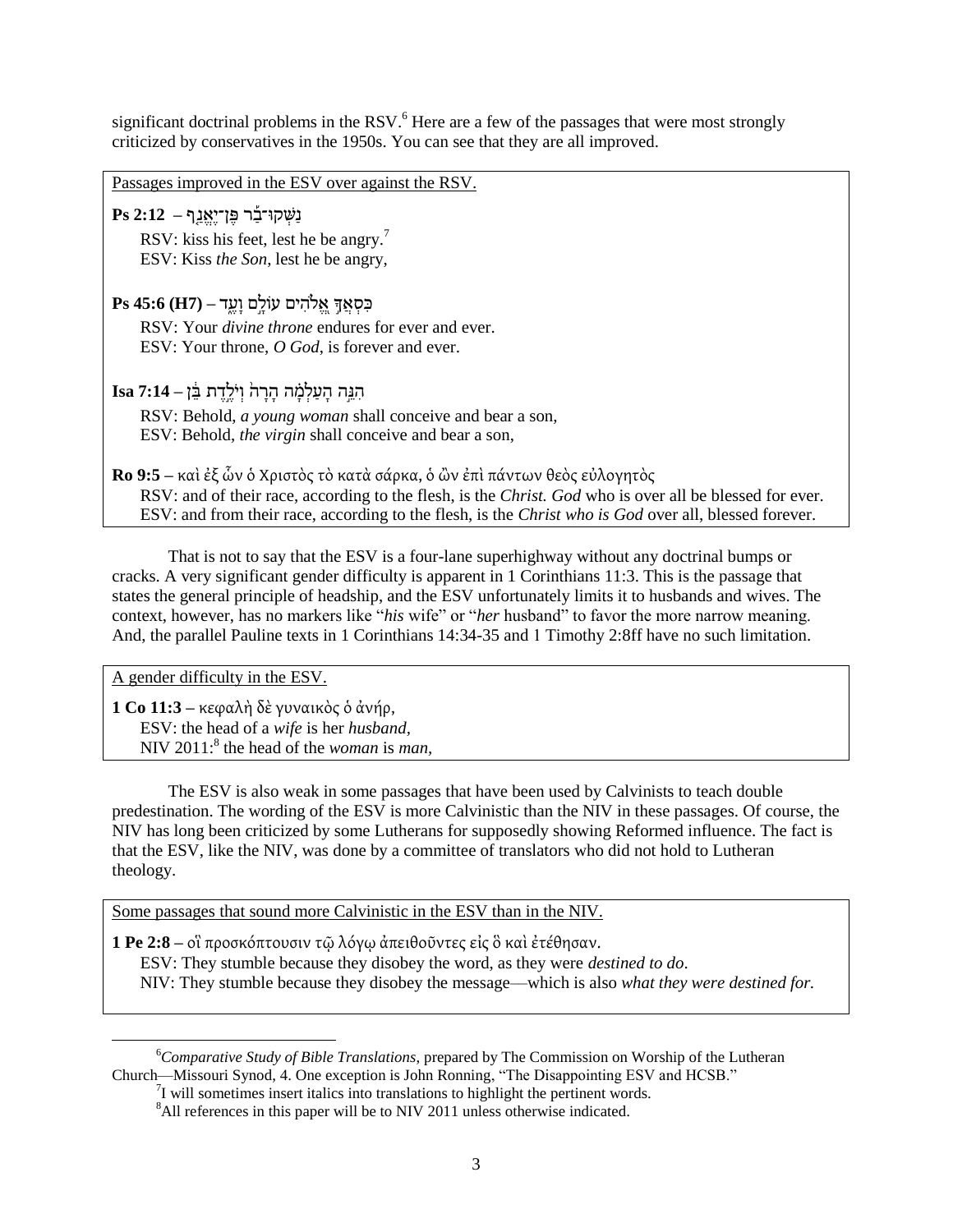significant doctrinal problems in the RSV.[6] Here are a few of the passages that were most strongly criticized by conservatives in the 1950s. You can see that they are all improved.

Passages improved in the ESV over against the RSV.

**Ps 2:12** – נַשְּׁקוּ־בַ֡ר פֶּן־יֶאֱנַ֤ף

RSV: kiss his feet, lest he be angry.[7]
ESV: Kiss *the Son*, lest he be angry,

**Ps 45:6 (H7)** – כִּסְאֲךָ֣ אֱ֭לֹהִים עוֹלָ֣ם וָעֶ֑ד

RSV: Your *divine throne* endures for ever and ever.
ESV: Your throne, *O God*, is forever and ever.

**Isa 7:14** – הִנֵּ֣ה הָעַלְמָ֗ה הָרָה֙ וְיֹלֶ֣דֶת בֵּ֔ן

RSV: Behold, *a young woman* shall conceive and bear a son,
ESV: Behold, *the virgin* shall conceive and bear a son,

**Ro 9:5** – καὶ ἐξ ὧν ὁ Χριστὸς τὸ κατὰ σάρκα, ὁ ὢν ἐπὶ πάντων θεὸς εὐλογητὸς

RSV: and of their race, according to the flesh, is the *Christ. God* who is over all be blessed for ever.
ESV: and from their race, according to the flesh, is the *Christ who is God* over all, blessed forever.

That is not to say that the ESV is a four-lane superhighway without any doctrinal bumps or cracks. A very significant gender difficulty is apparent in 1 Corinthians 11:3. This is the passage that states the general principle of headship, and the ESV unfortunately limits it to husbands and wives. The context, however, has no markers like "*his* wife" or "*her* husband" to favor the more narrow meaning. And, the parallel Pauline texts in 1 Corinthians 14:34-35 and 1 Timothy 2:8ff have no such limitation.

A gender difficulty in the ESV.

**1 Co 11:3** – κεφαλὴ δὲ γυναικὸς ὁ ἀνήρ,

ESV: the head of a *wife* is her *husband*,
NIV 2011:[8] the head of the *woman* is *man*,

The ESV is also weak in some passages that have been used by Calvinists to teach double predestination. The wording of the ESV is more Calvinistic than the NIV in these passages. Of course, the NIV has long been criticized by some Lutherans for supposedly showing Reformed influence. The fact is that the ESV, like the NIV, was done by a committee of translators who did not hold to Lutheran theology.

Some passages that sound more Calvinistic in the ESV than in the NIV.

**1 Pe 2:8** – οἳ προσκόπτουσιν τῷ λόγῳ ἀπειθοῦντες εἰς ὃ καὶ ἐτέθησαν.

ESV: They stumble because they disobey the word, as they were *destined to do*.
NIV: They stumble because they disobey the message—which is also *what they were destined for.*

---

[6] *Comparative Study of Bible Translations*, prepared by The Commission on Worship of the Lutheran Church—Missouri Synod, 4. One exception is John Ronning, "The Disappointing ESV and HCSB."

[7] I will sometimes insert italics into translations to highlight the pertinent words.

[8] All references in this paper will be to NIV 2011 unless otherwise indicated.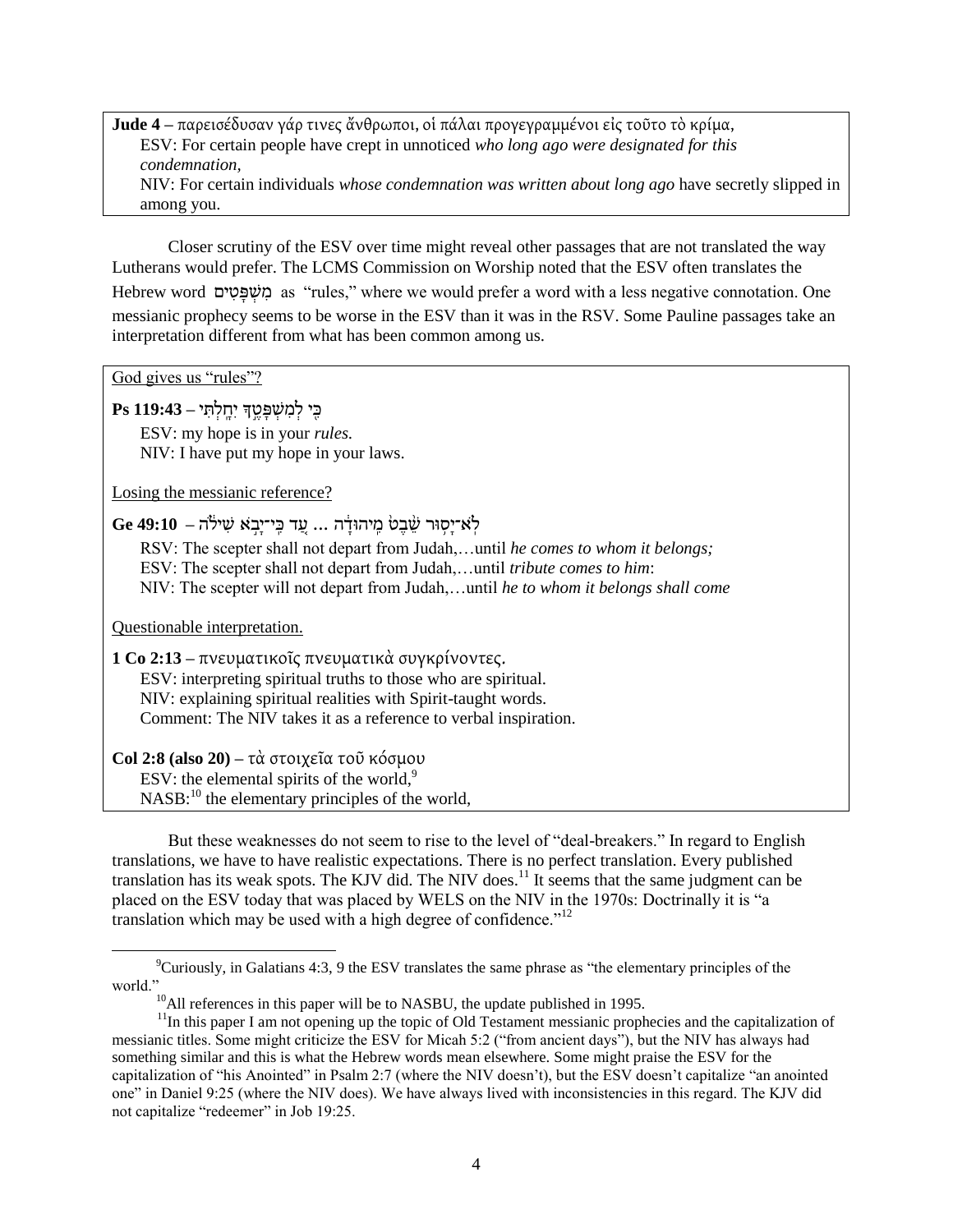**Jude 4** – παρεισέδυσαν γάρ τινες ἄνθρωποι, οἱ πάλαι προγεγραμμένοι εἰς τοῦτο τὸ κρίμα,
ESV: For certain people have crept in unnoticed *who long ago were designated for this condemnation,*
NIV: For certain individuals *whose condemnation was written about long ago* have secretly slipped in among you.

Closer scrutiny of the ESV over time might reveal other passages that are not translated the way Lutherans would prefer. The LCMS Commission on Worship noted that the ESV often translates the Hebrew word מִשְׁפָּטִים as "rules," where we would prefer a word with a less negative connotation. One messianic prophecy seems to be worse in the ESV than it was in the RSV. Some Pauline passages take an interpretation different from what has been common among us.

God gives us "rules"?

**Ps 119:43** – כִּי לְמִשְׁפָּטֶךָ יִחָלְתִּי
ESV: my hope is in your *rules.*
NIV: I have put my hope in your laws.

Losing the messianic reference?

**Ge 49:10** – לֹא־יָסוּר שֵׁבֶט מִיהוּדָה ... עַד כִּי־יָבֹא שִׁילֹה
RSV: The scepter shall not depart from Judah,…until *he comes to whom it belongs;*
ESV: The scepter shall not depart from Judah,…until *tribute comes to him*:
NIV: The scepter will not depart from Judah,…until *he to whom it belongs shall come*

Questionable interpretation.

**1 Co 2:13** – πνευματικοῖς πνευματικὰ συγκρίνοντες.
ESV: interpreting spiritual truths to those who are spiritual.
NIV: explaining spiritual realities with Spirit-taught words.
Comment: The NIV takes it as a reference to verbal inspiration.

**Col 2:8 (also 20)** – τὰ στοιχεῖα τοῦ κόσμου
ESV: the elemental spirits of the world,[9]
NASB:[10] the elementary principles of the world,

But these weaknesses do not seem to rise to the level of "deal-breakers." In regard to English translations, we have to have realistic expectations. There is no perfect translation. Every published translation has its weak spots. The KJV did. The NIV does.[11] It seems that the same judgment can be placed on the ESV today that was placed by WELS on the NIV in the 1970s: Doctrinally it is "a translation which may be used with a high degree of confidence."[12]

---

[9] Curiously, in Galatians 4:3, 9 the ESV translates the same phrase as "the elementary principles of the world."

[10] All references in this paper will be to NASBU, the update published in 1995.

[11] In this paper I am not opening up the topic of Old Testament messianic prophecies and the capitalization of messianic titles. Some might criticize the ESV for Micah 5:2 ("from ancient days"), but the NIV has always had something similar and this is what the Hebrew words mean elsewhere. Some might praise the ESV for the capitalization of "his Anointed" in Psalm 2:7 (where the NIV doesn't), but the ESV doesn't capitalize "an anointed one" in Daniel 9:25 (where the NIV does). We have always lived with inconsistencies in this regard. The KJV did not capitalize "redeemer" in Job 19:25.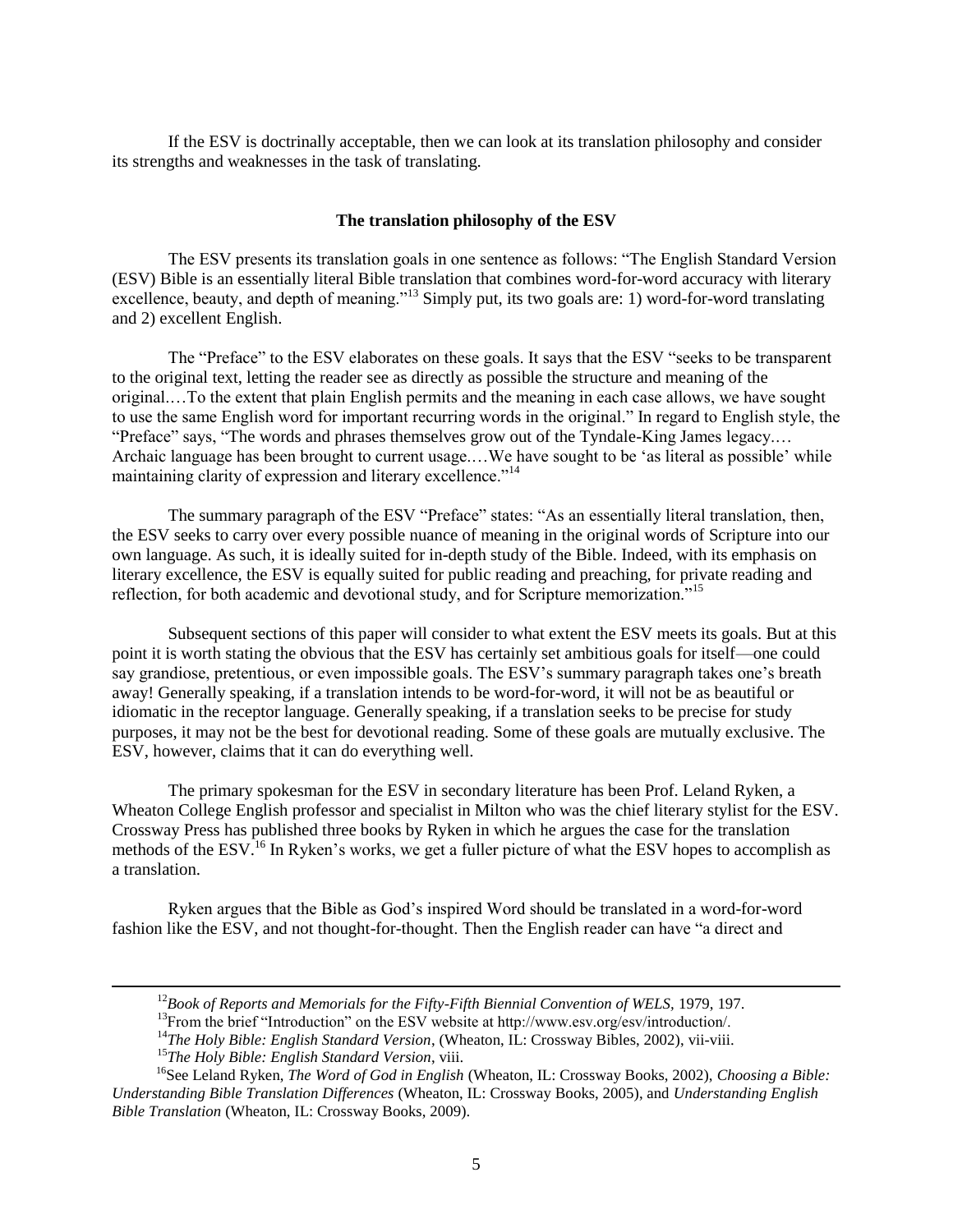If the ESV is doctrinally acceptable, then we can look at its translation philosophy and consider its strengths and weaknesses in the task of translating.

### The translation philosophy of the ESV

The ESV presents its translation goals in one sentence as follows: "The English Standard Version (ESV) Bible is an essentially literal Bible translation that combines word-for-word accuracy with literary excellence, beauty, and depth of meaning."[13] Simply put, its two goals are: 1) word-for-word translating and 2) excellent English.

The "Preface" to the ESV elaborates on these goals. It says that the ESV "seeks to be transparent to the original text, letting the reader see as directly as possible the structure and meaning of the original.…To the extent that plain English permits and the meaning in each case allows, we have sought to use the same English word for important recurring words in the original." In regard to English style, the "Preface" says, "The words and phrases themselves grow out of the Tyndale-King James legacy.… Archaic language has been brought to current usage.…We have sought to be 'as literal as possible' while maintaining clarity of expression and literary excellence."[14]

The summary paragraph of the ESV "Preface" states: "As an essentially literal translation, then, the ESV seeks to carry over every possible nuance of meaning in the original words of Scripture into our own language. As such, it is ideally suited for in-depth study of the Bible. Indeed, with its emphasis on literary excellence, the ESV is equally suited for public reading and preaching, for private reading and reflection, for both academic and devotional study, and for Scripture memorization."[15]

Subsequent sections of this paper will consider to what extent the ESV meets its goals. But at this point it is worth stating the obvious that the ESV has certainly set ambitious goals for itself—one could say grandiose, pretentious, or even impossible goals. The ESV's summary paragraph takes one's breath away! Generally speaking, if a translation intends to be word-for-word, it will not be as beautiful or idiomatic in the receptor language. Generally speaking, if a translation seeks to be precise for study purposes, it may not be the best for devotional reading. Some of these goals are mutually exclusive. The ESV, however, claims that it can do everything well.

The primary spokesman for the ESV in secondary literature has been Prof. Leland Ryken, a Wheaton College English professor and specialist in Milton who was the chief literary stylist for the ESV. Crossway Press has published three books by Ryken in which he argues the case for the translation methods of the ESV.[16] In Ryken's works, we get a fuller picture of what the ESV hopes to accomplish as a translation.

Ryken argues that the Bible as God's inspired Word should be translated in a word-for-word fashion like the ESV, and not thought-for-thought. Then the English reader can have "a direct and

---

[12] *Book of Reports and Memorials for the Fifty-Fifth Biennial Convention of WELS*, 1979, 197.

[13] From the brief "Introduction" on the ESV website at http://www.esv.org/esv/introduction/.

[14] *The Holy Bible: English Standard Version*, (Wheaton, IL: Crossway Bibles, 2002), vii-viii.

[15] *The Holy Bible: English Standard Version*, viii.

[16] See Leland Ryken, *The Word of God in English* (Wheaton, IL: Crossway Books, 2002), *Choosing a Bible: Understanding Bible Translation Differences* (Wheaton, IL: Crossway Books, 2005), and *Understanding English Bible Translation* (Wheaton, IL: Crossway Books, 2009).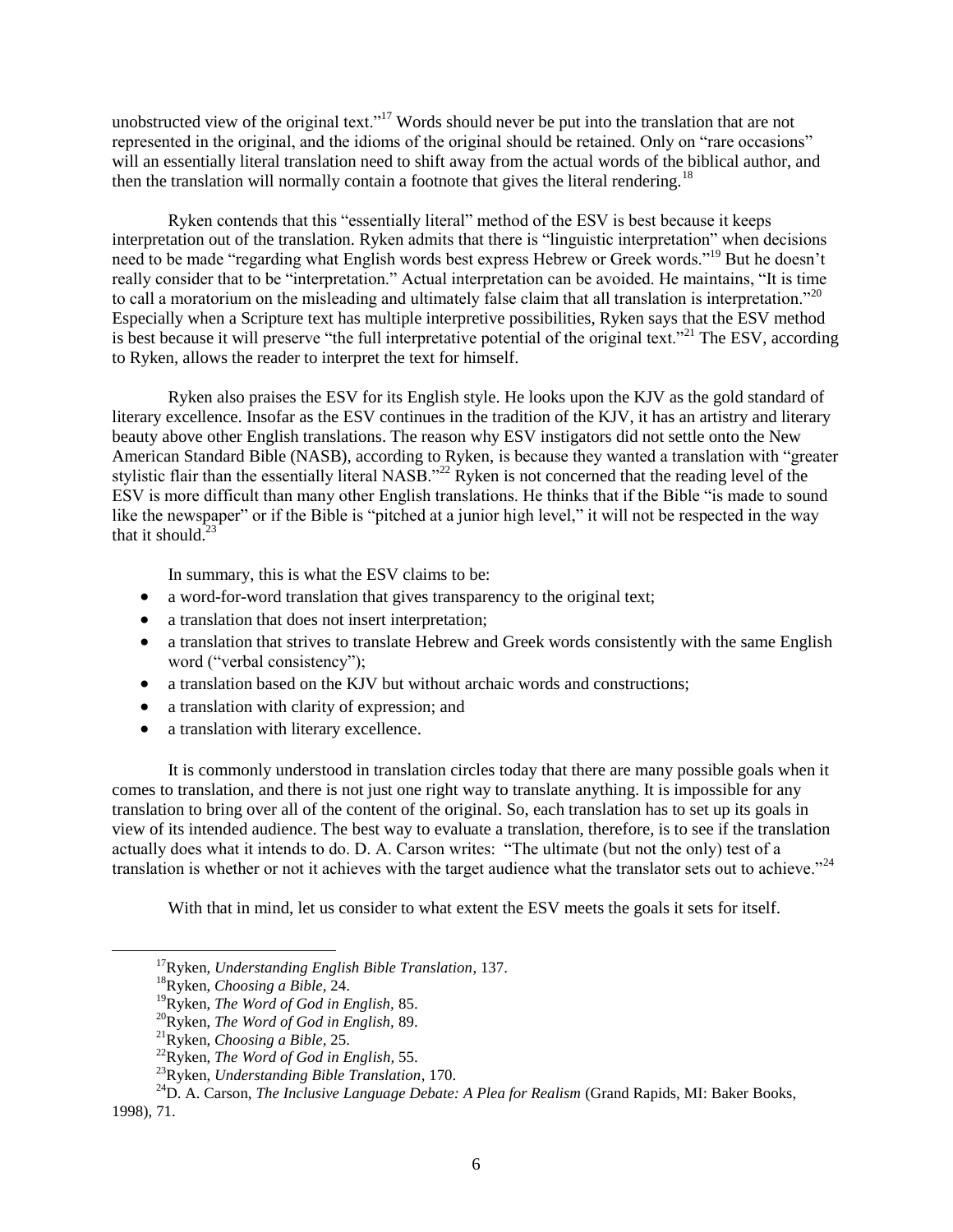unobstructed view of the original text."[17] Words should never be put into the translation that are not represented in the original, and the idioms of the original should be retained. Only on "rare occasions" will an essentially literal translation need to shift away from the actual words of the biblical author, and then the translation will normally contain a footnote that gives the literal rendering.[18]

Ryken contends that this "essentially literal" method of the ESV is best because it keeps interpretation out of the translation. Ryken admits that there is "linguistic interpretation" when decisions need to be made "regarding what English words best express Hebrew or Greek words."[19] But he doesn't really consider that to be "interpretation." Actual interpretation can be avoided. He maintains, "It is time to call a moratorium on the misleading and ultimately false claim that all translation is interpretation."[20] Especially when a Scripture text has multiple interpretive possibilities, Ryken says that the ESV method is best because it will preserve "the full interpretative potential of the original text."[21] The ESV, according to Ryken, allows the reader to interpret the text for himself.

Ryken also praises the ESV for its English style. He looks upon the KJV as the gold standard of literary excellence. Insofar as the ESV continues in the tradition of the KJV, it has an artistry and literary beauty above other English translations. The reason why ESV instigators did not settle onto the New American Standard Bible (NASB), according to Ryken, is because they wanted a translation with "greater stylistic flair than the essentially literal NASB."[22] Ryken is not concerned that the reading level of the ESV is more difficult than many other English translations. He thinks that if the Bible "is made to sound like the newspaper" or if the Bible is "pitched at a junior high level," it will not be respected in the way that it should.[23]

In summary, this is what the ESV claims to be:

- a word-for-word translation that gives transparency to the original text;
- a translation that does not insert interpretation;
- a translation that strives to translate Hebrew and Greek words consistently with the same English word ("verbal consistency");
- a translation based on the KJV but without archaic words and constructions;
- a translation with clarity of expression; and
- a translation with literary excellence.

It is commonly understood in translation circles today that there are many possible goals when it comes to translation, and there is not just one right way to translate anything. It is impossible for any translation to bring over all of the content of the original. So, each translation has to set up its goals in view of its intended audience. The best way to evaluate a translation, therefore, is to see if the translation actually does what it intends to do. D. A. Carson writes: "The ultimate (but not the only) test of a translation is whether or not it achieves with the target audience what the translator sets out to achieve."[24]

With that in mind, let us consider to what extent the ESV meets the goals it sets for itself.

---

[17] Ryken, *Understanding English Bible Translation*, 137.

[18] Ryken, *Choosing a Bible,* 24.

[19] Ryken, *The Word of God in English,* 85.

[20] Ryken, *The Word of God in English,* 89.

[21] Ryken, *Choosing a Bible,* 25.

[22] Ryken, *The Word of God in English,* 55.

[23] Ryken, *Understanding Bible Translation*, 170.

[24] D. A. Carson, *The Inclusive Language Debate: A Plea for Realism* (Grand Rapids, MI: Baker Books, 1998), 71.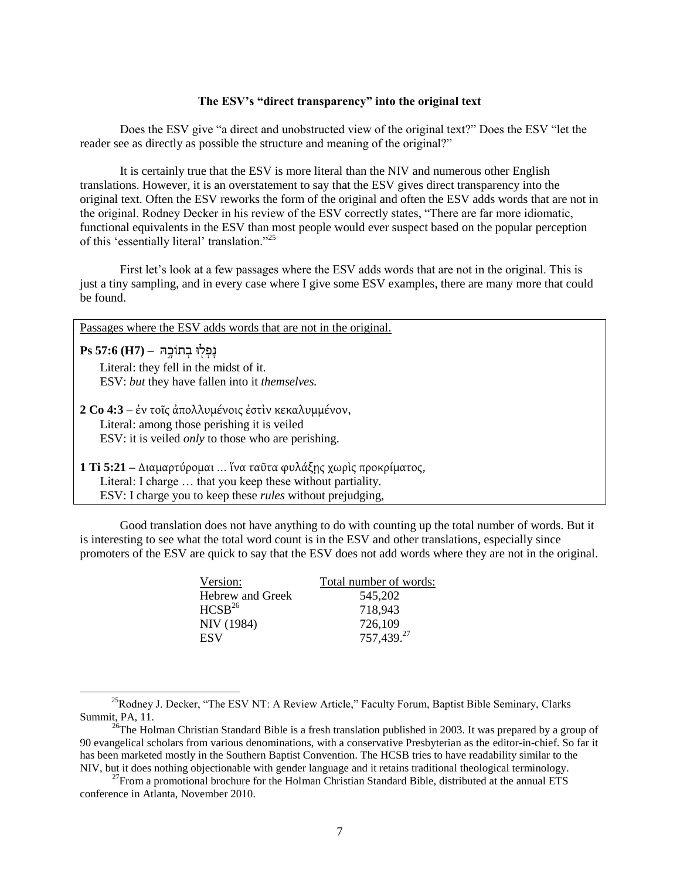### The ESV's "direct transparency" into the original text

Does the ESV give "a direct and unobstructed view of the original text?" Does the ESV "let the reader see as directly as possible the structure and meaning of the original?"

It is certainly true that the ESV is more literal than the NIV and numerous other English translations. However, it is an overstatement to say that the ESV gives direct transparency into the original text. Often the ESV reworks the form of the original and often the ESV adds words that are not in the original. Rodney Decker in his review of the ESV correctly states, "There are far more idiomatic, functional equivalents in the ESV than most people would ever suspect based on the popular perception of this 'essentially literal' translation."[25]

First let's look at a few passages where the ESV adds words that are not in the original. This is just a tiny sampling, and in every case where I give some ESV examples, there are many more that could be found.

<u>Passages where the ESV adds words that are not in the original.</u>

**Ps 57:6 (H7)** – נָפְל֖וּ בְתוֹכָ֣הּ

Literal: they fell in the midst of it.
ESV: *but* they have fallen into it *themselves.*

**2 Co 4:3** – ἐν τοῖς ἀπολλυμένοις ἐστὶν κεκαλυμμένον,

Literal: among those perishing it is veiled
ESV: it is veiled *only* to those who are perishing.

**1 Ti 5:21** – Διαμαρτύρομαι ... ἵνα ταῦτα φυλάξῃς χωρὶς προκρίματος,

Literal: I charge … that you keep these without partiality.
ESV: I charge you to keep these *rules* without prejudging,

Good translation does not have anything to do with counting up the total number of words. But it is interesting to see what the total word count is in the ESV and other translations, especially since promoters of the ESV are quick to say that the ESV does not add words where they are not in the original.

| Version: | Total number of words: |
|---|---|
| Hebrew and Greek | 545,202 |
| HCSB[26] | 718,943 |
| NIV (1984) | 726,109 |
| ESV | 757,439.[27] |

---

[25] Rodney J. Decker, "The ESV NT: A Review Article," Faculty Forum, Baptist Bible Seminary, Clarks Summit, PA, 11.

[26] The Holman Christian Standard Bible is a fresh translation published in 2003. It was prepared by a group of 90 evangelical scholars from various denominations, with a conservative Presbyterian as the editor-in-chief. So far it has been marketed mostly in the Southern Baptist Convention. The HCSB tries to have readability similar to the NIV, but it does nothing objectionable with gender language and it retains traditional theological terminology.

[27] From a promotional brochure for the Holman Christian Standard Bible, distributed at the annual ETS conference in Atlanta, November 2010.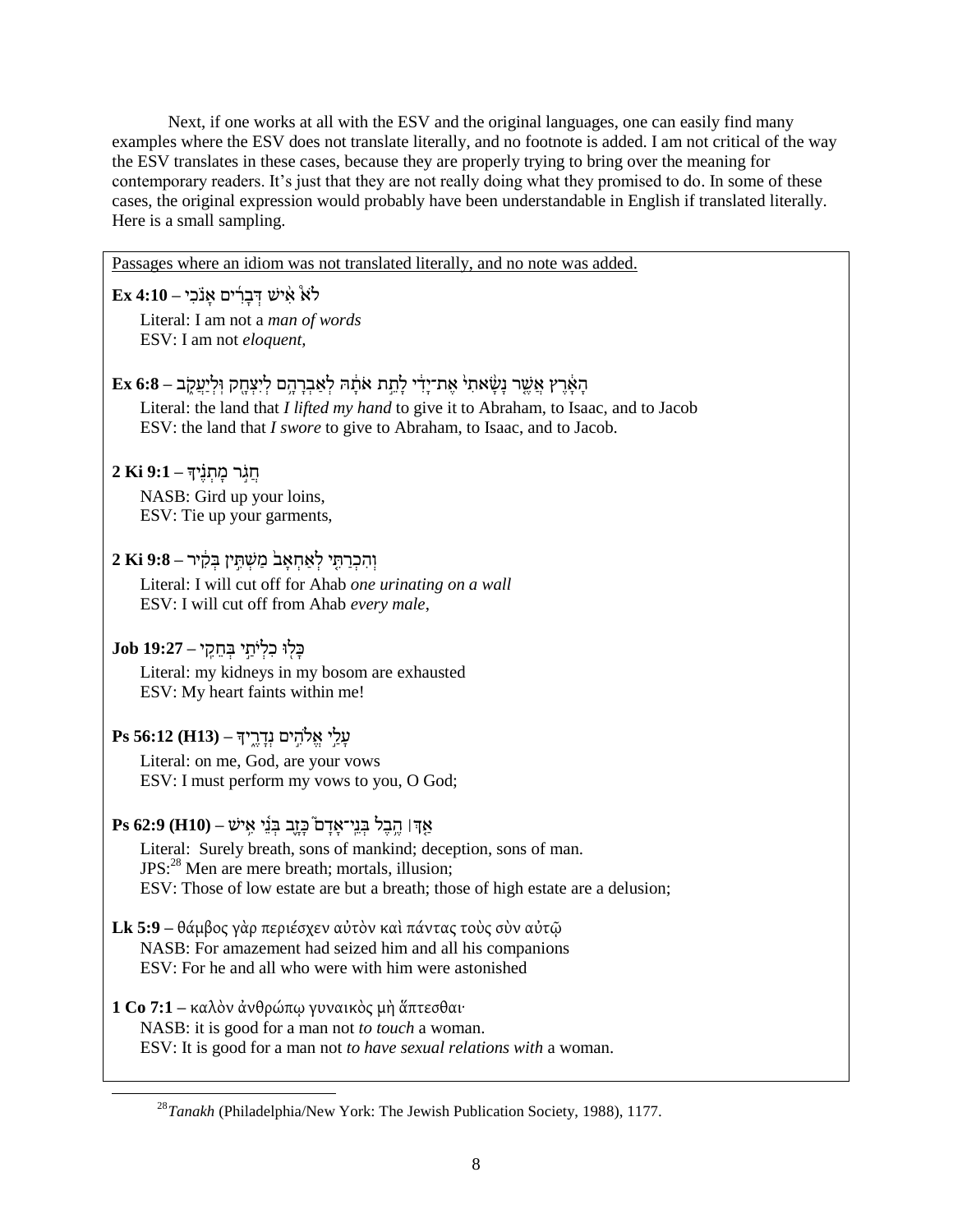Next, if one works at all with the ESV and the original languages, one can easily find many examples where the ESV does not translate literally, and no footnote is added. I am not critical of the way the ESV translates in these cases, because they are properly trying to bring over the meaning for contemporary readers. It's just that they are not really doing what they promised to do. In some of these cases, the original expression would probably have been understandable in English if translated literally. Here is a small sampling.

---

Passages where an idiom was not translated literally, and no note was added.

**Ex 4:10** – לֹא אִישׁ דְּבָרִים אָנֹכִי

Literal: I am not a *man of words*
ESV: I am not *eloquent,*

**Ex 6:8** – הָאָרֶץ אֲשֶׁר נָשָׂאתִי אֶת־יָדִי לָתֵת אֹתָהּ לְאַבְרָהָם לְיִצְחָק וּלְיַעֲקֹב

Literal: the land that *I lifted my hand* to give it to Abraham, to Isaac, and to Jacob
ESV: the land that *I swore* to give to Abraham, to Isaac, and to Jacob.

**2 Ki 9:1** – חֲגֹר מָתְנֶיךָ

NASB: Gird up your loins,
ESV: Tie up your garments,

**2 Ki 9:8** – וְהִכְרַתִּי לְאַחְאָב מַשְׁתִּין בְּקִיר

Literal: I will cut off for Ahab *one urinating on a wall*
ESV: I will cut off from Ahab *every male,*

**Job 19:27** – כָּלוּ כִלְיֹתַי בְּחֵקִי

Literal: my kidneys in my bosom are exhausted
ESV: My heart faints within me!

**Ps 56:12 (H13)** – עָלַי אֱלֹהִים נְדָרֶיךָ

Literal: on me, God, are your vows
ESV: I must perform my vows to you, O God;

**Ps 62:9 (H10)** – אַךְ׀ הֶבֶל בְּנֵי־אָדָם כָּזָב בְּנֵי אִישׁ

Literal: Surely breath, sons of mankind; deception, sons of man.
JPS:[28] Men are mere breath; mortals, illusion;
ESV: Those of low estate are but a breath; those of high estate are a delusion;

**Lk 5:9** – θάμβος γὰρ περιέσχεν αὐτὸν καὶ πάντας τοὺς σὺν αὐτῷ

NASB: For amazement had seized him and all his companions
ESV: For he and all who were with him were astonished

**1 Co 7:1** – καλὸν ἀνθρώπῳ γυναικὸς μὴ ἅπτεσθαι·

NASB: it is good for a man not *to touch* a woman.
ESV: It is good for a man not *to have sexual relations with* a woman.

---

[28] *Tanakh* (Philadelphia/New York: The Jewish Publication Society, 1988), 1177.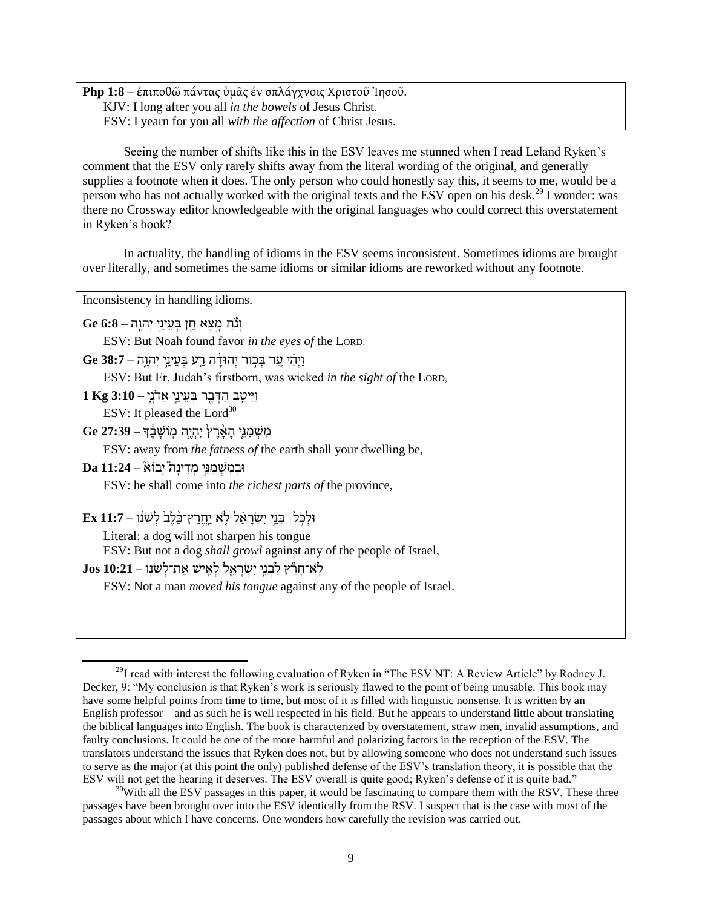**Php 1:8** – ἐπιποθῶ πάντας ὑμᾶς ἐν σπλάγχνοις Χριστοῦ Ἰησοῦ.
KJV: I long after you all *in the bowels* of Jesus Christ.
ESV: I yearn for you all *with the affection* of Christ Jesus.

Seeing the number of shifts like this in the ESV leaves me stunned when I read Leland Ryken's comment that the ESV only rarely shifts away from the literal wording of the original, and generally supplies a footnote when it does. The only person who could honestly say this, it seems to me, would be a person who has not actually worked with the original texts and the ESV open on his desk.[29] I wonder: was there no Crossway editor knowledgeable with the original languages who could correct this overstatement in Ryken's book?

In actuality, the handling of idioms in the ESV seems inconsistent. Sometimes idioms are brought over literally, and sometimes the same idioms or similar idioms are reworked without any footnote.

Inconsistency in handling idioms.

**Ge 6:8** – וְנֹ֕חַ מָ֥צָא חֵ֖ן בְּעֵינֵ֥י יְהוָֽה
ESV: But Noah found favor *in the eyes of* the LORD.

**Ge 38:7** – וַיְהִ֗י עֵ֚ר בְּכ֣וֹר יְהוּדָ֔ה רַ֖ע בְּעֵינֵ֣י יְהוָ֑ה
ESV: But Er, Judah's firstborn, was wicked *in the sight of* the LORD,

**1 Kg 3:10** – וַיִּיטַ֥ב הַדָּבָ֖ר בְּעֵינֵ֣י אֲדֹנָ֑י
ESV: It pleased the Lord[30]

**Ge 27:39** – מִשְׁמַנֵּ֣י הָאָ֗רֶץ יִהְיֶ֣ה מֽוֹשָׁבֶ֔ךָ
ESV: away from *the fatness of* the earth shall your dwelling be,

**Da 11:24** – וּבְמִשְׁמַנֵּ֣י מְדִינָה֮ יָבוֹא֒
ESV: he shall come into *the richest parts of* the province,

**Ex 11:7** – וּלְכֹ֣ל ׀ בְּנֵ֣י יִשְׂרָאֵ֗ל לֹ֤א יֶחֱרַץ־כֶּ֙לֶב֙ לְשֹׁנ֔וֹ
Literal: a dog will not sharpen his tongue
ESV: But not a dog *shall growl* against any of the people of Israel,

**Jos 10:21** – לֹֽא־חָרַ֞ץ לִבְנֵ֧י יִשְׂרָאֵ֛ל לְאִ֖ישׁ אֶת־לְשֹׁנֽוֹ
ESV: Not a man *moved his tongue* against any of the people of Israel.

---

[29] I read with interest the following evaluation of Ryken in "The ESV NT: A Review Article" by Rodney J. Decker, 9: "My conclusion is that Ryken's work is seriously flawed to the point of being unusable. This book may have some helpful points from time to time, but most of it is filled with linguistic nonsense. It is written by an English professor—and as such he is well respected in his field. But he appears to understand little about translating the biblical languages into English. The book is characterized by overstatement, straw men, invalid assumptions, and faulty conclusions. It could be one of the more harmful and polarizing factors in the reception of the ESV. The translators understand the issues that Ryken does not, but by allowing someone who does not understand such issues to serve as the major (at this point the only) published defense of the ESV's translation theory, it is possible that the ESV will not get the hearing it deserves. The ESV overall is quite good; Ryken's defense of it is quite bad."

[30] With all the ESV passages in this paper, it would be fascinating to compare them with the RSV. These three passages have been brought over into the ESV identically from the RSV. I suspect that is the case with most of the passages about which I have concerns. One wonders how carefully the revision was carried out.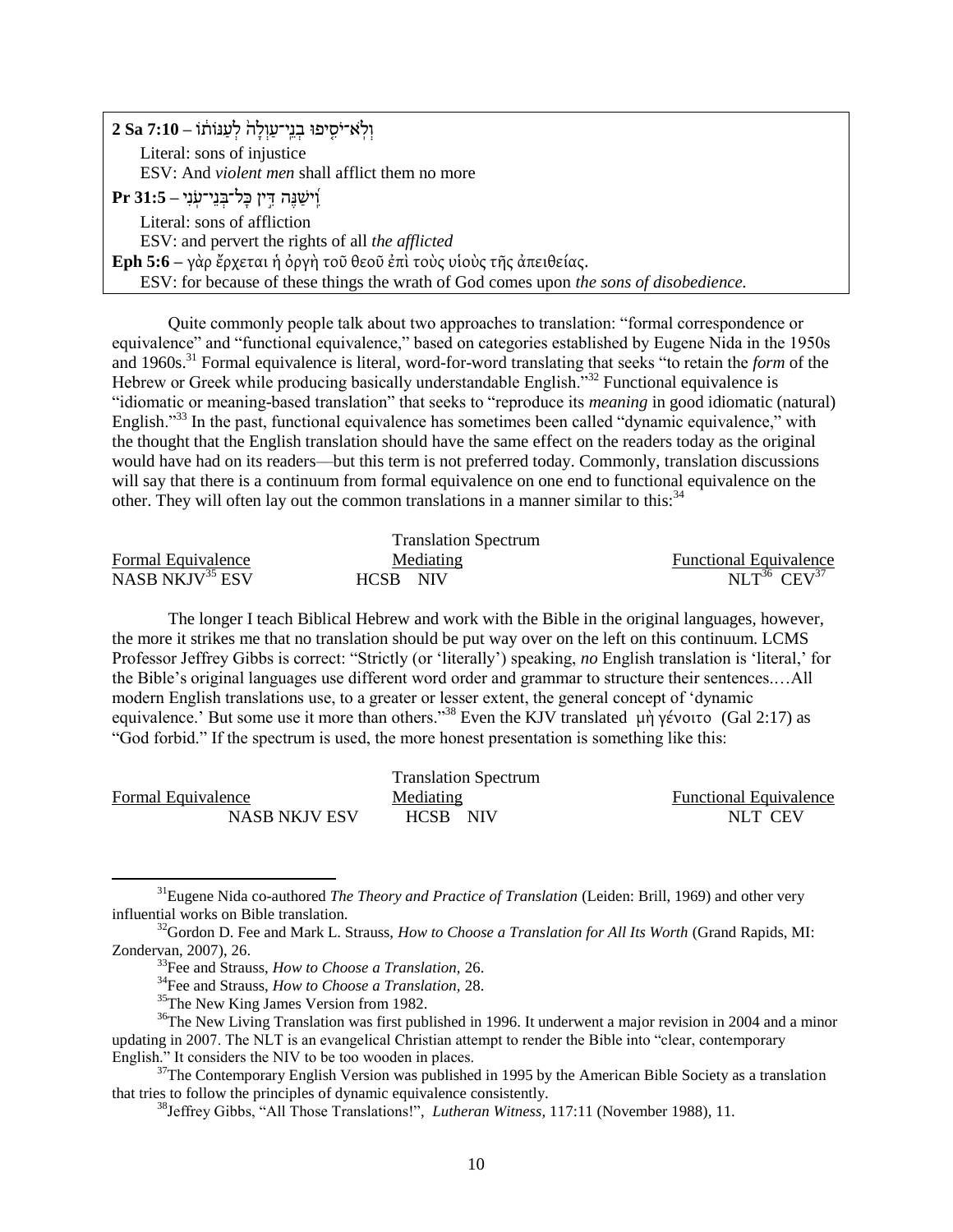**2 Sa 7:10 –** וְלֹֽא־יֹסִ֤יפוּ בְנֵֽי־עַוְלָה֙ לְעַנּוֹת֔וֹ

Literal: sons of injustice

ESV: And *violent men* shall afflict them no more

**Pr 31:5 –** וִֽישַׁנֶּ֗ה דִּ֣ין כָּל־בְּנֵי־עֹֽנִי

Literal: sons of affliction

ESV: and pervert the rights of all *the afflicted*

**Eph 5:6 –** γὰρ ἔρχεται ἡ ὀργὴ τοῦ θεοῦ ἐπὶ τοὺς υἱοὺς τῆς ἀπειθείας.

ESV: for because of these things the wrath of God comes upon *the sons of disobedience.*

Quite commonly people talk about two approaches to translation: "formal correspondence or equivalence" and "functional equivalence," based on categories established by Eugene Nida in the 1950s and 1960s.[31] Formal equivalence is literal, word-for-word translating that seeks "to retain the *form* of the Hebrew or Greek while producing basically understandable English."[32] Functional equivalence is "idiomatic or meaning-based translation" that seeks to "reproduce its *meaning* in good idiomatic (natural) English."[33] In the past, functional equivalence has sometimes been called "dynamic equivalence," with the thought that the English translation should have the same effect on the readers today as the original would have had on its readers—but this term is not preferred today. Commonly, translation discussions will say that there is a continuum from formal equivalence on one end to functional equivalence on the other. They will often lay out the common translations in a manner similar to this:[34]

Translation Spectrum

| Formal Equivalence | Mediating | Functional Equivalence |
|---|---|---|
| NASB NKJV[35] ESV | HCSB NIV | NLT[36] CEV[37] |

The longer I teach Biblical Hebrew and work with the Bible in the original languages, however, the more it strikes me that no translation should be put way over on the left on this continuum. LCMS Professor Jeffrey Gibbs is correct: "Strictly (or 'literally') speaking, *no* English translation is 'literal,' for the Bible's original languages use different word order and grammar to structure their sentences.…All modern English translations use, to a greater or lesser extent, the general concept of 'dynamic equivalence.' But some use it more than others."[38] Even the KJV translated μὴ γένοιτο (Gal 2:17) as "God forbid." If the spectrum is used, the more honest presentation is something like this:

Translation Spectrum

| Formal Equivalence | | Mediating | Functional Equivalence |
|---|---|---|---|
| | NASB NKJV ESV | HCSB NIV | NLT CEV |

[31] Eugene Nida co-authored *The Theory and Practice of Translation* (Leiden: Brill, 1969) and other very influential works on Bible translation.

[32] Gordon D. Fee and Mark L. Strauss, *How to Choose a Translation for All Its Worth* (Grand Rapids, MI: Zondervan, 2007), 26.

[33] Fee and Strauss, *How to Choose a Translation,* 26.

[34] Fee and Strauss, *How to Choose a Translation,* 28.

[35] The New King James Version from 1982.

[36] The New Living Translation was first published in 1996. It underwent a major revision in 2004 and a minor updating in 2007. The NLT is an evangelical Christian attempt to render the Bible into "clear, contemporary English." It considers the NIV to be too wooden in places.

[37] The Contemporary English Version was published in 1995 by the American Bible Society as a translation that tries to follow the principles of dynamic equivalence consistently.

[38] Jeffrey Gibbs, "All Those Translations!", *Lutheran Witness,* 117:11 (November 1988), 11.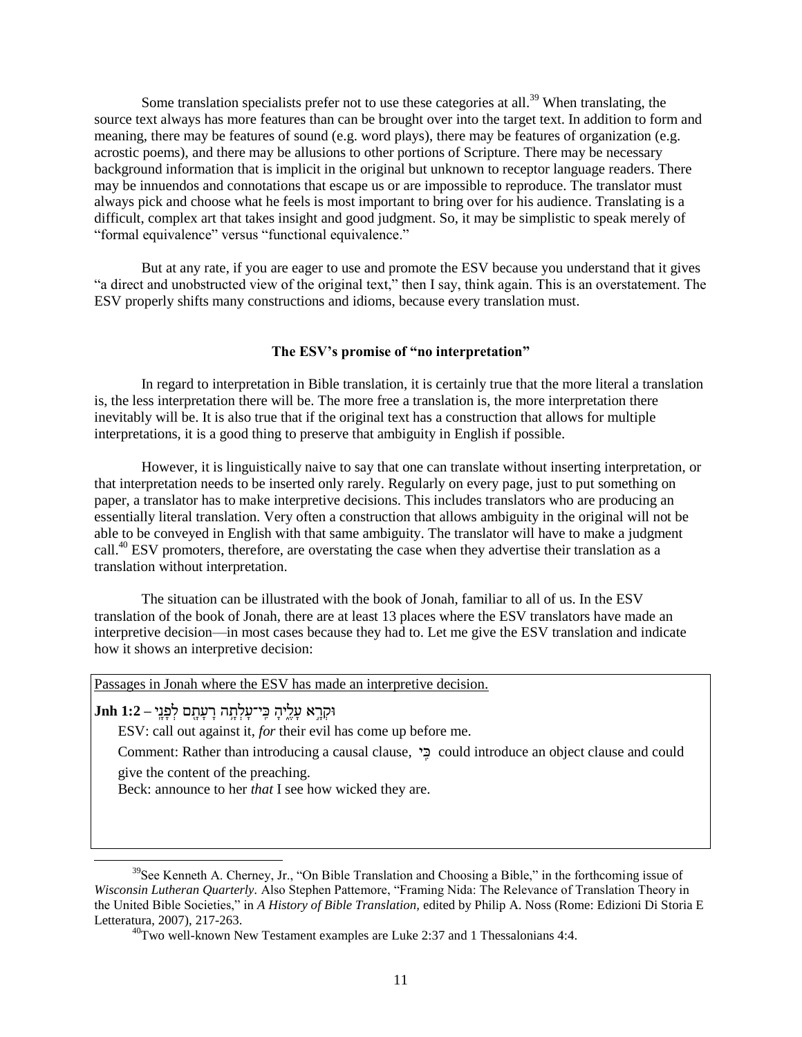Some translation specialists prefer not to use these categories at all.[39] When translating, the source text always has more features than can be brought over into the target text. In addition to form and meaning, there may be features of sound (e.g. word plays), there may be features of organization (e.g. acrostic poems), and there may be allusions to other portions of Scripture. There may be necessary background information that is implicit in the original but unknown to receptor language readers. There may be innuendos and connotations that escape us or are impossible to reproduce. The translator must always pick and choose what he feels is most important to bring over for his audience. Translating is a difficult, complex art that takes insight and good judgment. So, it may be simplistic to speak merely of "formal equivalence" versus "functional equivalence."

But at any rate, if you are eager to use and promote the ESV because you understand that it gives "a direct and unobstructed view of the original text," then I say, think again. This is an overstatement. The ESV properly shifts many constructions and idioms, because every translation must.

**The ESV's promise of "no interpretation"**

In regard to interpretation in Bible translation, it is certainly true that the more literal a translation is, the less interpretation there will be. The more free a translation is, the more interpretation there inevitably will be. It is also true that if the original text has a construction that allows for multiple interpretations, it is a good thing to preserve that ambiguity in English if possible.

However, it is linguistically naive to say that one can translate without inserting interpretation, or that interpretation needs to be inserted only rarely. Regularly on every page, just to put something on paper, a translator has to make interpretive decisions. This includes translators who are producing an essentially literal translation. Very often a construction that allows ambiguity in the original will not be able to be conveyed in English with that same ambiguity. The translator will have to make a judgment call.[40] ESV promoters, therefore, are overstating the case when they advertise their translation as a translation without interpretation.

The situation can be illustrated with the book of Jonah, familiar to all of us. In the ESV translation of the book of Jonah, there are at least 13 places where the ESV translators have made an interpretive decision—in most cases because they had to. Let me give the ESV translation and indicate how it shows an interpretive decision:

Passages in Jonah where the ESV has made an interpretive decision.

**Jnh 1:2** – וּקְרָ֣א עָלֶ֑יהָ כִּֽי־עָלְתָ֥ה רָעָתָ֖ם לְפָנָֽי

ESV: call out against it, *for* their evil has come up before me.

Comment: Rather than introducing a causal clause, כִּי could introduce an object clause and could give the content of the preaching.

Beck: announce to her *that* I see how wicked they are.

---

[39] See Kenneth A. Cherney, Jr., "On Bible Translation and Choosing a Bible," in the forthcoming issue of *Wisconsin Lutheran Quarterly.* Also Stephen Pattemore, "Framing Nida: The Relevance of Translation Theory in the United Bible Societies," in *A History of Bible Translation,* edited by Philip A. Noss (Rome: Edizioni Di Storia E Letteratura, 2007), 217-263.

[40] Two well-known New Testament examples are Luke 2:37 and 1 Thessalonians 4:4.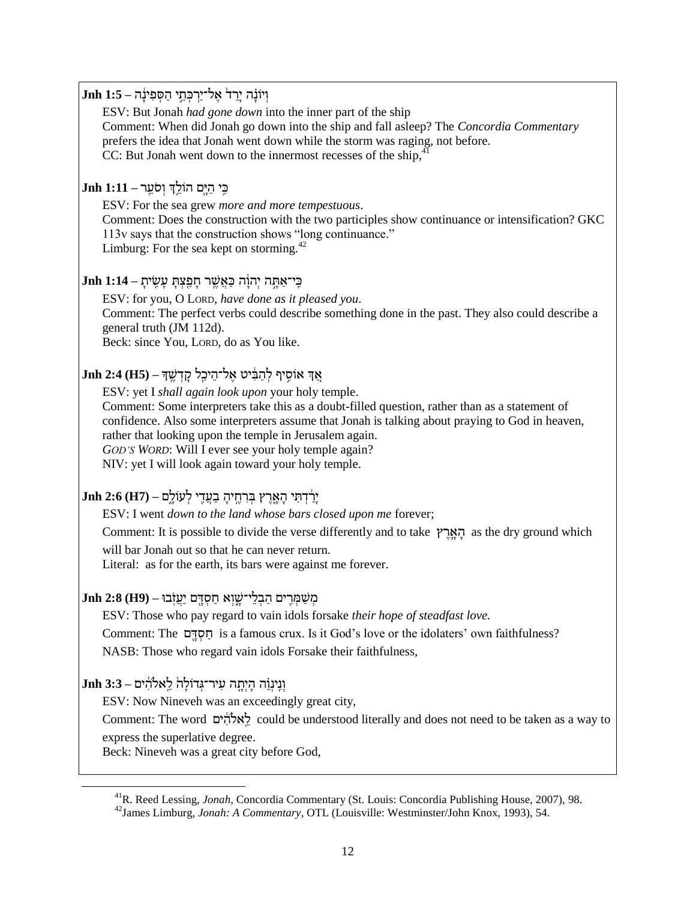**Jnh 1:5 – וְיוֹנָה יָרַד אֶל־יַרְכְּתֵי הַסְּפִינָה**

ESV: But Jonah *had gone down* into the inner part of the ship

Comment: When did Jonah go down into the ship and fall asleep? The *Concordia Commentary* prefers the idea that Jonah went down while the storm was raging, not before.

CC: But Jonah went down to the innermost recesses of the ship,[41]

**Jnh 1:11 – כִּי הַיָּם הוֹלֵךְ וְסֹעֵר**

ESV: For the sea grew *more and more tempestuous*.

Comment: Does the construction with the two participles show continuance or intensification? GKC 113v says that the construction shows "long continuance."

Limburg: For the sea kept on storming.[42]

**Jnh 1:14 – כִּי־אַתָּה יְהוָה כַּאֲשֶׁר חָפַצְתָּ עָשִׂיתָ**

ESV: for you, O LORD, *have done as it pleased you*.

Comment: The perfect verbs could describe something done in the past. They also could describe a general truth (JM 112d).

Beck: since You, LORD, do as You like.

**Jnh 2:4 (H5) – אַךְ אוֹסִיף לְהַבִּיט אֶל־הֵיכַל קָדְשֶׁךָ**

ESV: yet I *shall again look upon* your holy temple.

Comment: Some interpreters take this as a doubt-filled question, rather than as a statement of confidence. Also some interpreters assume that Jonah is talking about praying to God in heaven, rather that looking upon the temple in Jerusalem again.

*GOD'S WORD*: Will I ever see your holy temple again?

NIV: yet I will look again toward your holy temple.

**Jnh 2:6 (H7) – יָרַדְתִּי הָאָרֶץ בְּרִחֶיהָ בַעֲדִי לְעוֹלָם**

ESV: I went *down to the land whose bars closed upon me* forever;

Comment: It is possible to divide the verse differently and to take הָאָרֶץ as the dry ground which will bar Jonah out so that he can never return.

Literal: as for the earth, its bars were against me forever.

**Jnh 2:8 (H9) – מְשַׁמְּרִים הַבְלֵי־שָׁוְא חַסְדָּם יַעֲזֹבוּ**

ESV: Those who pay regard to vain idols forsake *their hope of steadfast love.*

Comment: The חַסְדָּם is a famous crux. Is it God's love or the idolaters' own faithfulness?

NASB: Those who regard vain idols Forsake their faithfulness,

**Jnh 3:3 – וְנִינְוֵה הָיְתָה עִיר־גְּדוֹלָה לֵאלֹהִים**

ESV: Now Nineveh was an exceedingly great city,

Comment: The word לֵאלֹהִים could be understood literally and does not need to be taken as a way to express the superlative degree.

Beck: Nineveh was a great city before God,

---

[41] R. Reed Lessing, *Jonah*, Concordia Commentary (St. Louis: Concordia Publishing House, 2007), 98.

[42] James Limburg, *Jonah: A Commentary*, OTL (Louisville: Westminster/John Knox, 1993), 54.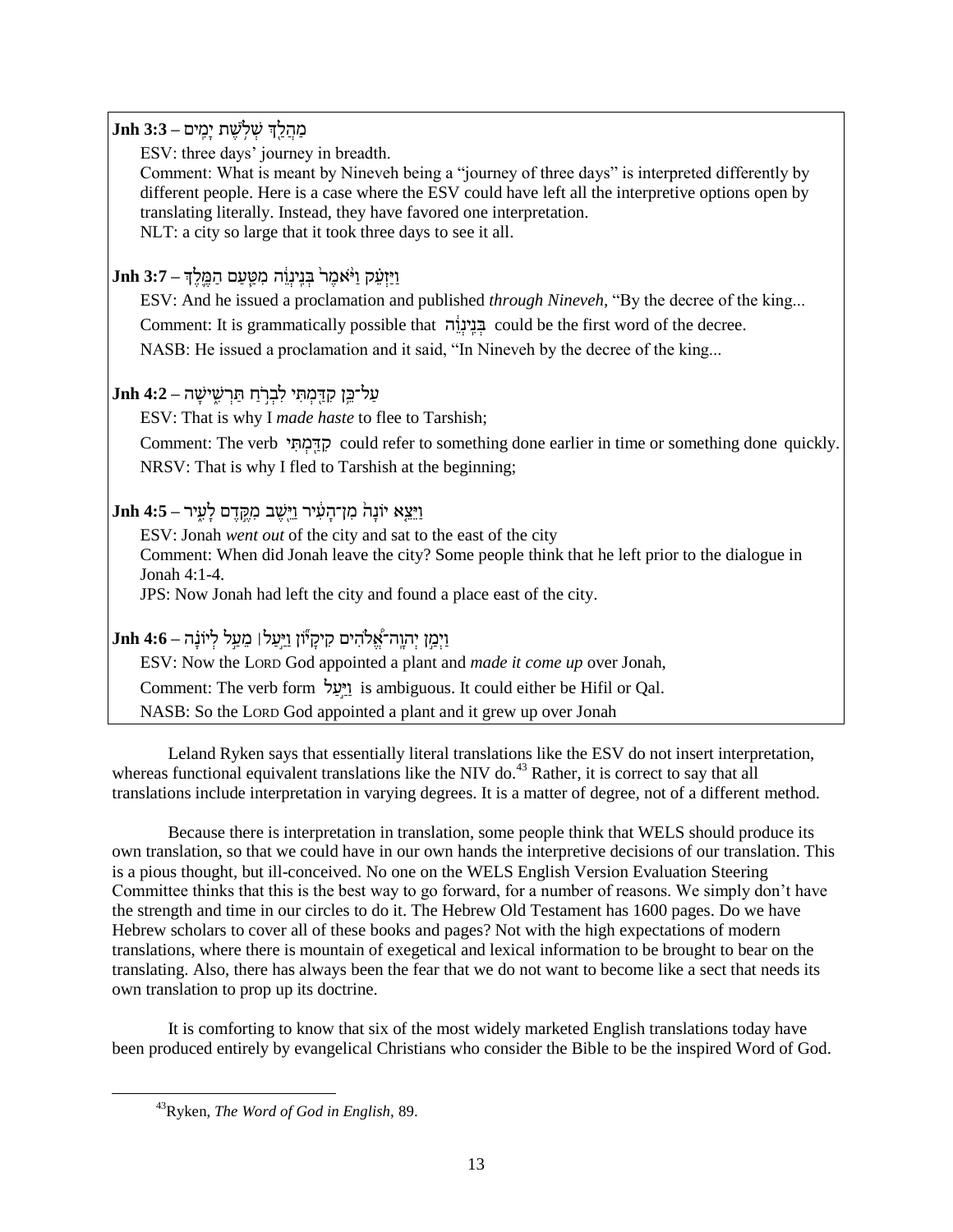**Jnh 3:3 – מַהֲלַךְ שְׁלֹשֶׁת יָמִים**

ESV: three days' journey in breadth.

Comment: What is meant by Nineveh being a "journey of three days" is interpreted differently by different people. Here is a case where the ESV could have left all the interpretive options open by translating literally. Instead, they have favored one interpretation.

NLT: a city so large that it took three days to see it all.

**Jnh 3:7 – וַיַּזְעֵק וַיֹּאמֶר בְּנִינְוֵה מִטַּעַם הַמֶּלֶךְ**

ESV: And he issued a proclamation and published *through Nineveh,* "By the decree of the king...

Comment: It is grammatically possible that בְּנִינְוֵה could be the first word of the decree.

NASB: He issued a proclamation and it said, "In Nineveh by the decree of the king...

**Jnh 4:2 – עַל־כֵּן קִדַּמְתִּי לִבְרֹחַ תַּרְשִׁישָׁה**

ESV: That is why I *made haste* to flee to Tarshish;

Comment: The verb קִדַּמְתִּי could refer to something done earlier in time or something done quickly.

NRSV: That is why I fled to Tarshish at the beginning;

**Jnh 4:5 – וַיֵּצֵא יוֹנָה מִן־הָעִיר וַיֵּשֶׁב מִקֶּדֶם לָעִיר**

ESV: Jonah *went out* of the city and sat to the east of the city

Comment: When did Jonah leave the city? Some people think that he left prior to the dialogue in Jonah 4:1-4.

JPS: Now Jonah had left the city and found a place east of the city.

**Jnh 4:6 – וַיְמַן יְהוָה־אֱלֹהִים קִיקָיוֹן וַיַּעַל מֵעַל לְיוֹנָה**

ESV: Now the LORD God appointed a plant and *made it come up* over Jonah,

Comment: The verb form וַיַּעַל is ambiguous. It could either be Hifil or Qal.

NASB: So the LORD God appointed a plant and it grew up over Jonah

Leland Ryken says that essentially literal translations like the ESV do not insert interpretation, whereas functional equivalent translations like the NIV do.[43] Rather, it is correct to say that all translations include interpretation in varying degrees. It is a matter of degree, not of a different method.

Because there is interpretation in translation, some people think that WELS should produce its own translation, so that we could have in our own hands the interpretive decisions of our translation. This is a pious thought, but ill-conceived. No one on the WELS English Version Evaluation Steering Committee thinks that this is the best way to go forward, for a number of reasons. We simply don't have the strength and time in our circles to do it. The Hebrew Old Testament has 1600 pages. Do we have Hebrew scholars to cover all of these books and pages? Not with the high expectations of modern translations, where there is mountain of exegetical and lexical information to be brought to bear on the translating. Also, there has always been the fear that we do not want to become like a sect that needs its own translation to prop up its doctrine.

It is comforting to know that six of the most widely marketed English translations today have been produced entirely by evangelical Christians who consider the Bible to be the inspired Word of God.

[43] Ryken, *The Word of God in English,* 89.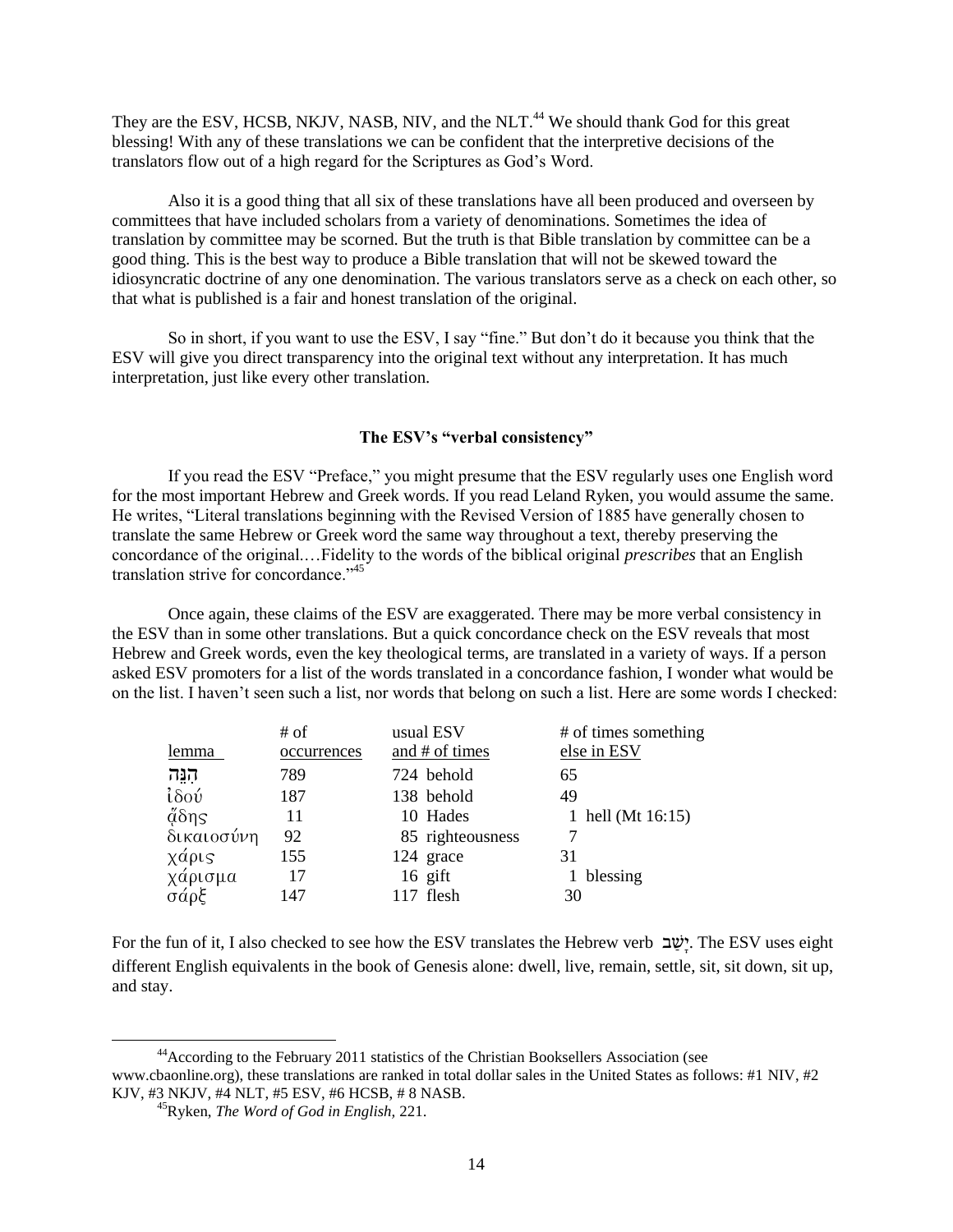They are the ESV, HCSB, NKJV, NASB, NIV, and the NLT.[44] We should thank God for this great blessing! With any of these translations we can be confident that the interpretive decisions of the translators flow out of a high regard for the Scriptures as God's Word.

Also it is a good thing that all six of these translations have all been produced and overseen by committees that have included scholars from a variety of denominations. Sometimes the idea of translation by committee may be scorned. But the truth is that Bible translation by committee can be a good thing. This is the best way to produce a Bible translation that will not be skewed toward the idiosyncratic doctrine of any one denomination. The various translators serve as a check on each other, so that what is published is a fair and honest translation of the original.

So in short, if you want to use the ESV, I say "fine." But don't do it because you think that the ESV will give you direct transparency into the original text without any interpretation. It has much interpretation, just like every other translation.

### The ESV's "verbal consistency"

If you read the ESV "Preface," you might presume that the ESV regularly uses one English word for the most important Hebrew and Greek words. If you read Leland Ryken, you would assume the same. He writes, "Literal translations beginning with the Revised Version of 1885 have generally chosen to translate the same Hebrew or Greek word the same way throughout a text, thereby preserving the concordance of the original.…Fidelity to the words of the biblical original *prescribes* that an English translation strive for concordance."[45]

Once again, these claims of the ESV are exaggerated. There may be more verbal consistency in the ESV than in some other translations. But a quick concordance check on the ESV reveals that most Hebrew and Greek words, even the key theological terms, are translated in a variety of ways. If a person asked ESV promoters for a list of the words translated in a concordance fashion, I wonder what would be on the list. I haven't seen such a list, nor words that belong on such a list. Here are some words I checked:

| lemma | # of occurrences | usual ESV and # of times | # of times something else in ESV |
|---|---|---|---|
| הִנֵּה | 789 | 724 behold | 65 |
| ἰδού | 187 | 138 behold | 49 |
| ᾅδης | 11 | 10 Hades | 1 hell (Mt 16:15) |
| δικαιοσύνη | 92 | 85 righteousness | 7 |
| χάρις | 155 | 124 grace | 31 |
| χάρισμα | 17 | 16 gift | 1 blessing |
| σάρξ | 147 | 117 flesh | 30 |

For the fun of it, I also checked to see how the ESV translates the Hebrew verb יָשַׁב. The ESV uses eight different English equivalents in the book of Genesis alone: dwell, live, remain, settle, sit, sit down, sit up, and stay.

---

[44] According to the February 2011 statistics of the Christian Booksellers Association (see www.cbaonline.org), these translations are ranked in total dollar sales in the United States as follows: #1 NIV, #2 KJV, #3 NKJV, #4 NLT, #5 ESV, #6 HCSB, # 8 NASB.

[45] Ryken, *The Word of God in English,* 221.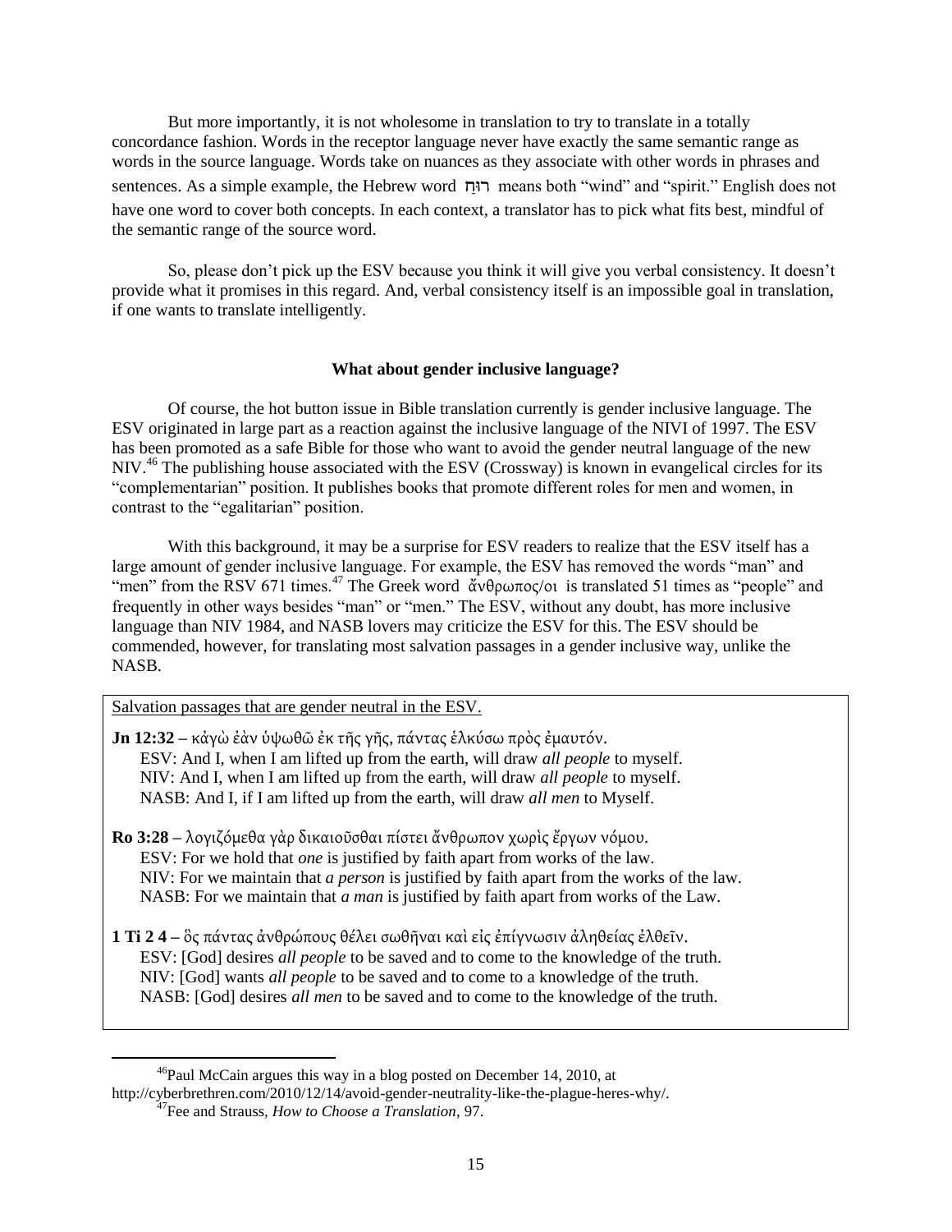But more importantly, it is not wholesome in translation to try to translate in a totally concordance fashion. Words in the receptor language never have exactly the same semantic range as words in the source language. Words take on nuances as they associate with other words in phrases and sentences. As a simple example, the Hebrew word רוּחַ means both "wind" and "spirit." English does not have one word to cover both concepts. In each context, a translator has to pick what fits best, mindful of the semantic range of the source word.

So, please don't pick up the ESV because you think it will give you verbal consistency. It doesn't provide what it promises in this regard. And, verbal consistency itself is an impossible goal in translation, if one wants to translate intelligently.

### What about gender inclusive language?

Of course, the hot button issue in Bible translation currently is gender inclusive language. The ESV originated in large part as a reaction against the inclusive language of the NIVI of 1997. The ESV has been promoted as a safe Bible for those who want to avoid the gender neutral language of the new NIV.[46] The publishing house associated with the ESV (Crossway) is known in evangelical circles for its "complementarian" position. It publishes books that promote different roles for men and women, in contrast to the "egalitarian" position.

With this background, it may be a surprise for ESV readers to realize that the ESV itself has a large amount of gender inclusive language. For example, the ESV has removed the words "man" and "men" from the RSV 671 times.[47] The Greek word ἄνθρωπος/οι is translated 51 times as "people" and frequently in other ways besides "man" or "men." The ESV, without any doubt, has more inclusive language than NIV 1984, and NASB lovers may criticize the ESV for this. The ESV should be commended, however, for translating most salvation passages in a gender inclusive way, unlike the NASB.

Salvation passages that are gender neutral in the ESV.

**Jn 12:32 –** κἀγὼ ἐὰν ὑψωθῶ ἐκ τῆς γῆς, πάντας ἑλκύσω πρὸς ἐμαυτόν.
ESV: And I, when I am lifted up from the earth, will draw *all people* to myself.
NIV: And I, when I am lifted up from the earth, will draw *all people* to myself.
NASB: And I, if I am lifted up from the earth, will draw *all men* to Myself.

**Ro 3:28 –** λογιζόμεθα γὰρ δικαιοῦσθαι πίστει ἄνθρωπον χωρὶς ἔργων νόμου.
ESV: For we hold that *one* is justified by faith apart from works of the law.
NIV: For we maintain that *a person* is justified by faith apart from the works of the law.
NASB: For we maintain that *a man* is justified by faith apart from works of the Law.

**1 Ti 2 4 –** ὃς πάντας ἀνθρώπους θέλει σωθῆναι καὶ εἰς ἐπίγνωσιν ἀληθείας ἐλθεῖν.
ESV: [God] desires *all people* to be saved and to come to the knowledge of the truth.
NIV: [God] wants *all people* to be saved and to come to a knowledge of the truth.
NASB: [God] desires *all men* to be saved and to come to the knowledge of the truth.

---

[46] Paul McCain argues this way in a blog posted on December 14, 2010, at http://cyberbrethren.com/2010/12/14/avoid-gender-neutrality-like-the-plague-heres-why/.

[47] Fee and Strauss, *How to Choose a Translation*, 97.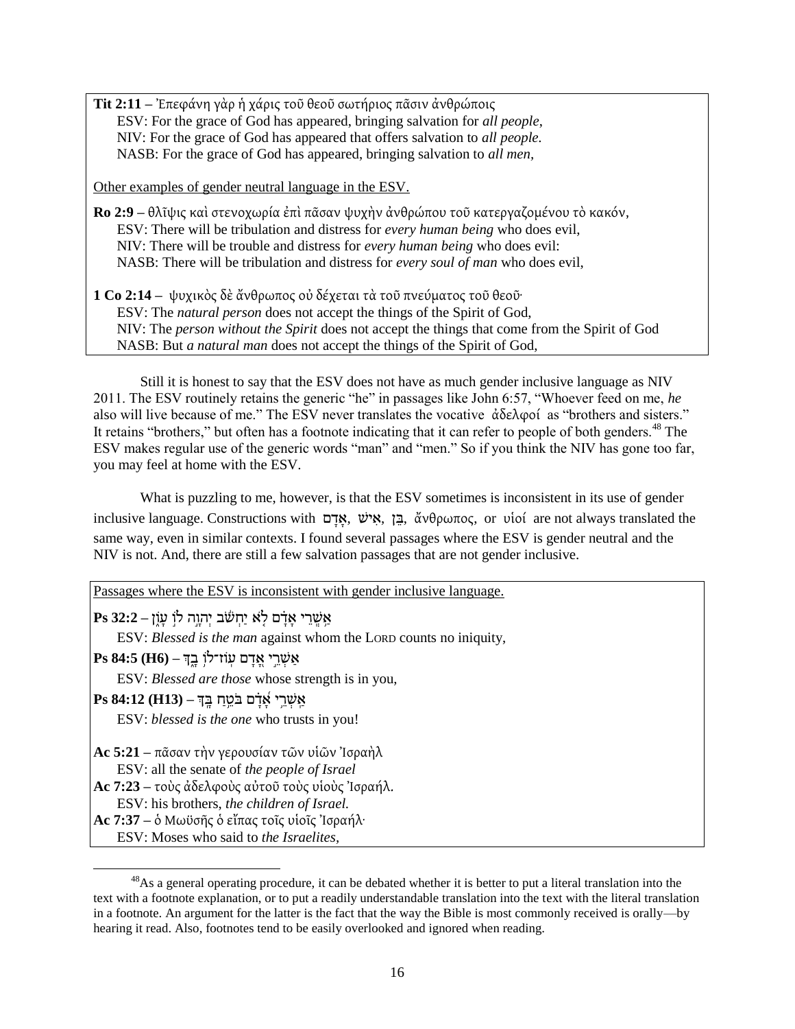**Tit 2:11 –** Ἐπεφάνη γὰρ ἡ χάρις τοῦ θεοῦ σωτήριος πᾶσιν ἀνθρώποις
ESV: For the grace of God has appeared, bringing salvation for *all people*,
NIV: For the grace of God has appeared that offers salvation to *all people.*
NASB: For the grace of God has appeared, bringing salvation to *all men,*

Other examples of gender neutral language in the ESV.

**Ro 2:9 –** θλῖψις καὶ στενοχωρία ἐπὶ πᾶσαν ψυχὴν ἀνθρώπου τοῦ κατεργαζομένου τὸ κακόν,
ESV: There will be tribulation and distress for *every human being* who does evil,
NIV: There will be trouble and distress for *every human being* who does evil:
NASB: There will be tribulation and distress for *every soul of man* who does evil,

**1 Co 2:14 –** ψυχικὸς δὲ ἄνθρωπος οὐ δέχεται τὰ τοῦ πνεύματος τοῦ θεοῦ·
ESV: The *natural person* does not accept the things of the Spirit of God,
NIV: The *person without the Spirit* does not accept the things that come from the Spirit of God
NASB: But *a natural man* does not accept the things of the Spirit of God,

Still it is honest to say that the ESV does not have as much gender inclusive language as NIV 2011. The ESV routinely retains the generic "he" in passages like John 6:57, "Whoever feed on me, *he* also will live because of me." The ESV never translates the vocative ἀδελφοί as "brothers and sisters." It retains "brothers," but often has a footnote indicating that it can refer to people of both genders.[48] The ESV makes regular use of the generic words "man" and "men." So if you think the NIV has gone too far, you may feel at home with the ESV.

What is puzzling to me, however, is that the ESV sometimes is inconsistent in its use of gender inclusive language. Constructions with אָדָם, אִישׁ, בֵּן, ἄνθρωπος, or υἱοί are not always translated the same way, even in similar contexts. I found several passages where the ESV is gender neutral and the NIV is not. And, there are still a few salvation passages that are not gender inclusive.

Passages where the ESV is inconsistent with gender inclusive language.

**Ps 32:2 –** אַשְׁרֵי אָדָם לֹא יַחְשֹׁב יְהוָה לוֹ עָוֺן
ESV: *Blessed is the man* against whom the LORD counts no iniquity,

**Ps 84:5 (H6) –** אַשְׁרֵי אָדָם עוֹז־לוֹ בָךְ
ESV: *Blessed are those* whose strength is in you,

**Ps 84:12 (H13) –** אַשְׁרֵי אָדָם בֹּטֵחַ בָּךְ
ESV: *blessed is the one* who trusts in you!

**Ac 5:21 –** πᾶσαν τὴν γερουσίαν τῶν υἱῶν Ἰσραὴλ
ESV: all the senate of *the people of Israel*

**Ac 7:23 –** τοὺς ἀδελφοὺς αὐτοῦ τοὺς υἱοὺς Ἰσραήλ.
ESV: his brothers, *the children of Israel.*

**Ac 7:37 –** ὁ Μωϋσῆς ὁ εἴπας τοῖς υἱοῖς Ἰσραήλ·
ESV: Moses who said to *the Israelites,*

[48] As a general operating procedure, it can be debated whether it is better to put a literal translation into the text with a footnote explanation, or to put a readily understandable translation into the text with the literal translation in a footnote. An argument for the latter is the fact that the way the Bible is most commonly received is orally—by hearing it read. Also, footnotes tend to be easily overlooked and ignored when reading.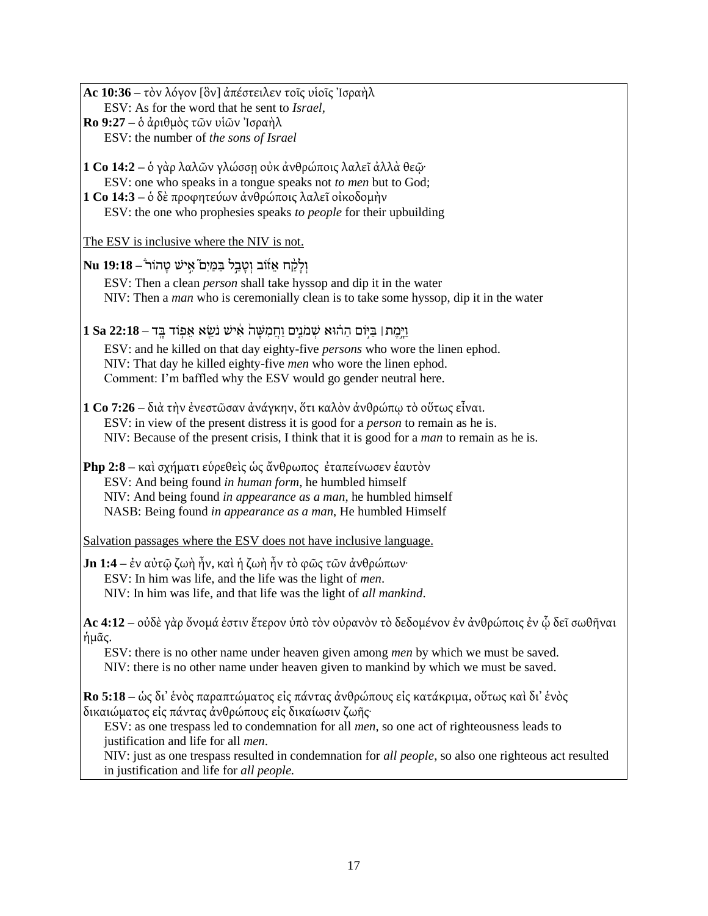**Ac 10:36 –** τὸν λόγον [ὃν] ἀπέστειλεν τοῖς υἱοῖς Ἰσραὴλ
  ESV: As for the word that he sent to *Israel*,
**Ro 9:27 –** ὁ ἀριθμὸς τῶν υἱῶν Ἰσραὴλ
  ESV: the number of *the sons of Israel*

**1 Co 14:2 –** ὁ γὰρ λαλῶν γλώσσῃ οὐκ ἀνθρώποις λαλεῖ ἀλλὰ θεῷ·
  ESV: one who speaks in a tongue speaks not *to men* but to God;
**1 Co 14:3 –** ὁ δὲ προφητεύων ἀνθρώποις λαλεῖ οἰκοδομὴν
  ESV: the one who prophesies speaks *to people* for their upbuilding

<u>The ESV is inclusive where the NIV is not.</u>

**Nu 19:18 –** וְלָקַ֨ח אֵז֜וֹב וְטָבַ֣ל בַּמַּ֘יִם֮ אִ֣ישׁ טָהוֹר֒
  ESV: Then a clean *person* shall take hyssop and dip it in the water
  NIV: Then a *man* who is ceremonially clean is to take some hyssop, dip it in the water

**1 Sa 22:18 –** וַיָּ֣מֶת ׀ בַּיּ֣וֹם הַה֗וּא שְׁמֹנִ֤ים וַחֲמִשָּׁה֙ אִ֔ישׁ נֹשֵׂ֖א אֵפ֥וֹד בָּֽד
  ESV: and he killed on that day eighty-five *persons* who wore the linen ephod.
  NIV: That day he killed eighty-five *men* who wore the linen ephod.
  Comment: I'm baffled why the ESV would go gender neutral here.

**1 Co 7:26 –** διὰ τὴν ἐνεστῶσαν ἀνάγκην, ὅτι καλὸν ἀνθρώπῳ τὸ οὕτως εἶναι.
  ESV: in view of the present distress it is good for a *person* to remain as he is.
  NIV: Because of the present crisis, I think that it is good for a *man* to remain as he is.

**Php 2:8 –** καὶ σχήματι εὑρεθεὶς ὡς ἄνθρωπος ἐταπείνωσεν ἑαυτὸν
  ESV: And being found *in human form*, he humbled himself
  NIV: And being found *in appearance as a man*, he humbled himself
  NASB: Being found *in appearance as a man*, He humbled Himself

<u>Salvation passages where the ESV does not have inclusive language.</u>

**Jn 1:4 –** ἐν αὐτῷ ζωὴ ἦν, καὶ ἡ ζωὴ ἦν τὸ φῶς τῶν ἀνθρώπων·
  ESV: In him was life, and the life was the light of *men*.
  NIV: In him was life, and that life was the light of *all mankind*.

**Ac 4:12 –** οὐδὲ γὰρ ὄνομά ἐστιν ἕτερον ὑπὸ τὸν οὐρανὸν τὸ δεδομένον ἐν ἀνθρώποις ἐν ᾧ δεῖ σωθῆναι ἡμᾶς.
  ESV: there is no other name under heaven given among *men* by which we must be saved.
  NIV: there is no other name under heaven given to mankind by which we must be saved.

**Ro 5:18 –** ὡς δι' ἑνὸς παραπτώματος εἰς πάντας ἀνθρώπους εἰς κατάκριμα, οὕτως καὶ δι' ἑνὸς δικαιώματος εἰς πάντας ἀνθρώπους εἰς δικαίωσιν ζωῆς·
  ESV: as one trespass led to condemnation for all *men*, so one act of righteousness leads to justification and life for all *men*.
  NIV: just as one trespass resulted in condemnation for *all people*, so also one righteous act resulted in justification and life for *all people.*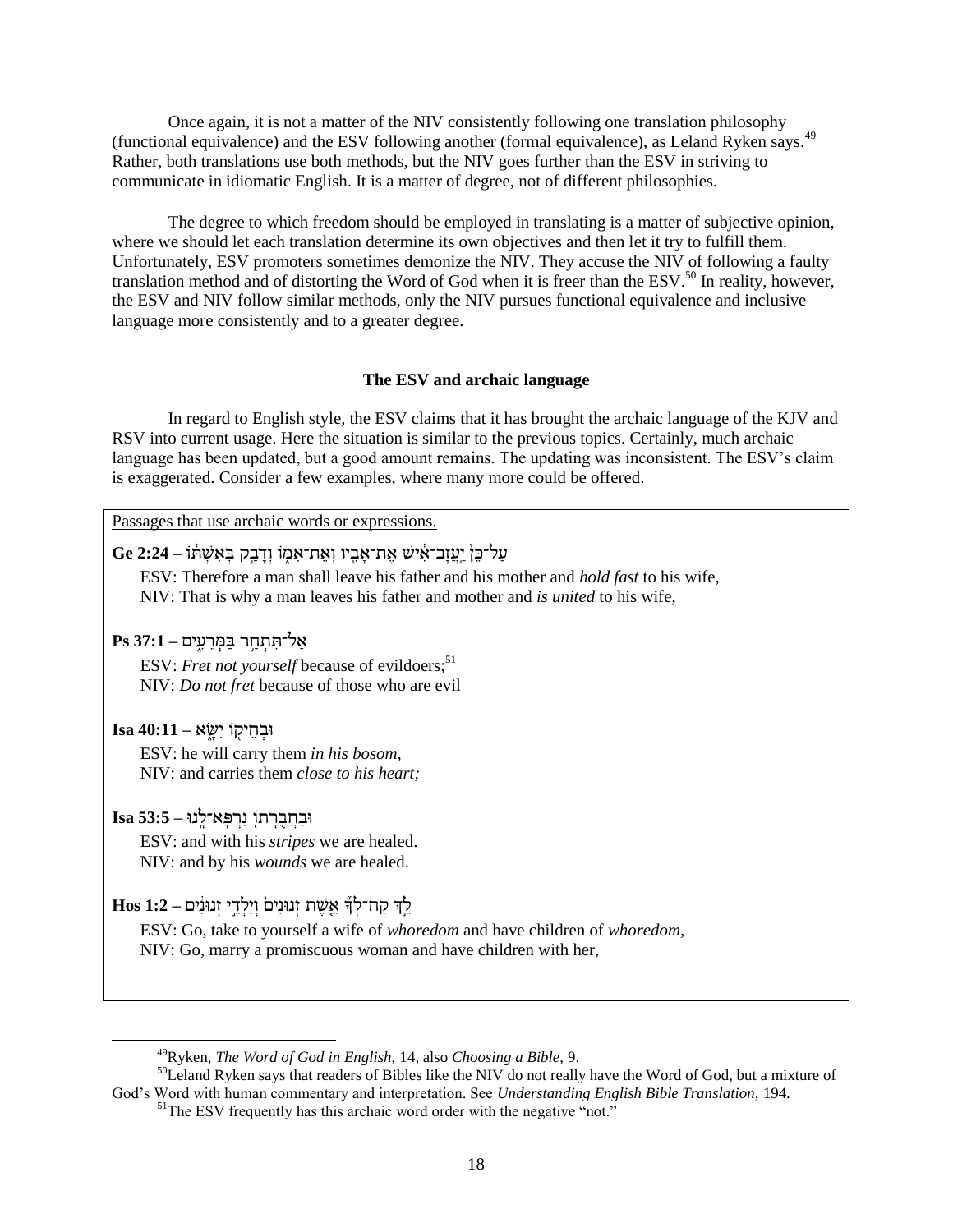Once again, it is not a matter of the NIV consistently following one translation philosophy (functional equivalence) and the ESV following another (formal equivalence), as Leland Ryken says.[49] Rather, both translations use both methods, but the NIV goes further than the ESV in striving to communicate in idiomatic English. It is a matter of degree, not of different philosophies.

The degree to which freedom should be employed in translating is a matter of subjective opinion, where we should let each translation determine its own objectives and then let it try to fulfill them. Unfortunately, ESV promoters sometimes demonize the NIV. They accuse the NIV of following a faulty translation method and of distorting the Word of God when it is freer than the ESV.[50] In reality, however, the ESV and NIV follow similar methods, only the NIV pursues functional equivalence and inclusive language more consistently and to a greater degree.

### The ESV and archaic language

In regard to English style, the ESV claims that it has brought the archaic language of the KJV and RSV into current usage. Here the situation is similar to the previous topics. Certainly, much archaic language has been updated, but a good amount remains. The updating was inconsistent. The ESV's claim is exaggerated. Consider a few examples, where many more could be offered.

Passages that use archaic words or expressions.

**Ge 2:24 –** עַל־כֵּן֙ יַֽעֲזָב־אִ֔ישׁ אֶת־אָבִ֖יו וְאֶת־אִמּ֑וֹ וְדָבַ֣ק בְּאִשְׁתּ֔וֹ

ESV: Therefore a man shall leave his father and his mother and *hold fast* to his wife,
NIV: That is why a man leaves his father and mother and *is united* to his wife,

**Ps 37:1 –** אַל־תִּתְחַ֥ר בַּמְּרֵעִ֑ים

ESV: *Fret not yourself* because of evildoers;[51]
NIV: *Do not fret* because of those who are evil

**Isa 40:11 –** וּבְחֵיק֣וֹ יִשָּׂ֑א

ESV: he will carry them *in his bosom,*
NIV: and carries them *close to his heart;*

**Isa 53:5 –** וּבַחֲבֻרָת֖וֹ נִרְפָּא־לָֽנוּ

ESV: and with his *stripes* we are healed.
NIV: and by his *wounds* we are healed.

**Hos 1:2 –** לֵ֣ךְ קַח־לְךָ֞ אֵ֤שֶׁת זְנוּנִים֙ וְיַלְדֵ֣י זְנוּנִ֔ים

ESV: Go, take to yourself a wife of *whoredom* and have children of *whoredom,*
NIV: Go, marry a promiscuous woman and have children with her,

---

[49] Ryken, *The Word of God in English,* 14, also *Choosing a Bible,* 9.

[50] Leland Ryken says that readers of Bibles like the NIV do not really have the Word of God, but a mixture of God's Word with human commentary and interpretation. See *Understanding English Bible Translation,* 194.

[51] The ESV frequently has this archaic word order with the negative "not."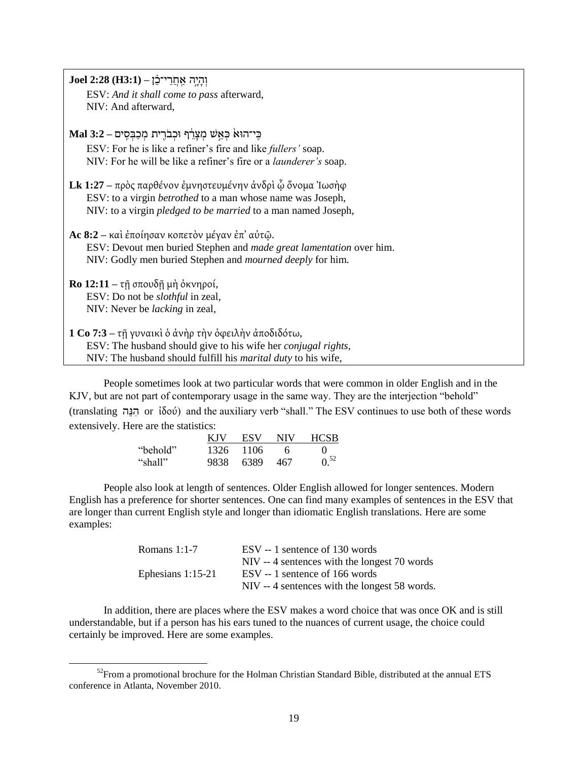**Joel 2:28 (H3:1) –** וְהָיָה אַחֲרֵי־כֵן

ESV: *And it shall come to pass* afterward,
NIV: And afterward,

**Mal 3:2 –** כִּי־הוּא כְּאֵשׁ מְצָרֵף וּכְבֹרִית מְכַבְּסִים

ESV: For he is like a refiner's fire and like *fullers'* soap.
NIV: For he will be like a refiner's fire or a *launderer's* soap.

**Lk 1:27 –** πρὸς παρθένον ἐμνηστευμένην ἀνδρὶ ᾧ ὄνομα Ἰωσὴφ

ESV: to a virgin *betrothed* to a man whose name was Joseph,
NIV: to a virgin *pledged to be married* to a man named Joseph,

**Ac 8:2 –** καὶ ἐποίησαν κοπετὸν μέγαν ἐπ' αὐτῷ.

ESV: Devout men buried Stephen and *made great lamentation* over him.
NIV: Godly men buried Stephen and *mourned deeply* for him.

**Ro 12:11 –** τῇ σπουδῇ μὴ ὀκνηροί,

ESV: Do not be *slothful* in zeal,
NIV: Never be *lacking* in zeal,

**1 Co 7:3 –** τῇ γυναικὶ ὁ ἀνὴρ τὴν ὀφειλὴν ἀποδιδότω,

ESV: The husband should give to his wife her *conjugal rights*,
NIV: The husband should fulfill his *marital duty* to his wife,

People sometimes look at two particular words that were common in older English and in the KJV, but are not part of contemporary usage in the same way. They are the interjection "behold" (translating הִנֵּה or ἰδού) and the auxiliary verb "shall." The ESV continues to use both of these words extensively. Here are the statistics:

| | KJV | ESV | NIV | HCSB |
|---|---|---|---|---|
| "behold" | 1326 | 1106 | 6 | 0 |
| "shall" | 9838 | 6389 | 467 | 0.[52] |

People also look at length of sentences. Older English allowed for longer sentences. Modern English has a preference for shorter sentences. One can find many examples of sentences in the ESV that are longer than current English style and longer than idiomatic English translations. Here are some examples:

| | |
|---|---|
| Romans 1:1-7 | ESV -- 1 sentence of 130 words |
| | NIV -- 4 sentences with the longest 70 words |
| Ephesians 1:15-21 | ESV -- 1 sentence of 166 words |
| | NIV -- 4 sentences with the longest 58 words. |

In addition, there are places where the ESV makes a word choice that was once OK and is still understandable, but if a person has his ears tuned to the nuances of current usage, the choice could certainly be improved. Here are some examples.

[52] From a promotional brochure for the Holman Christian Standard Bible, distributed at the annual ETS conference in Atlanta, November 2010.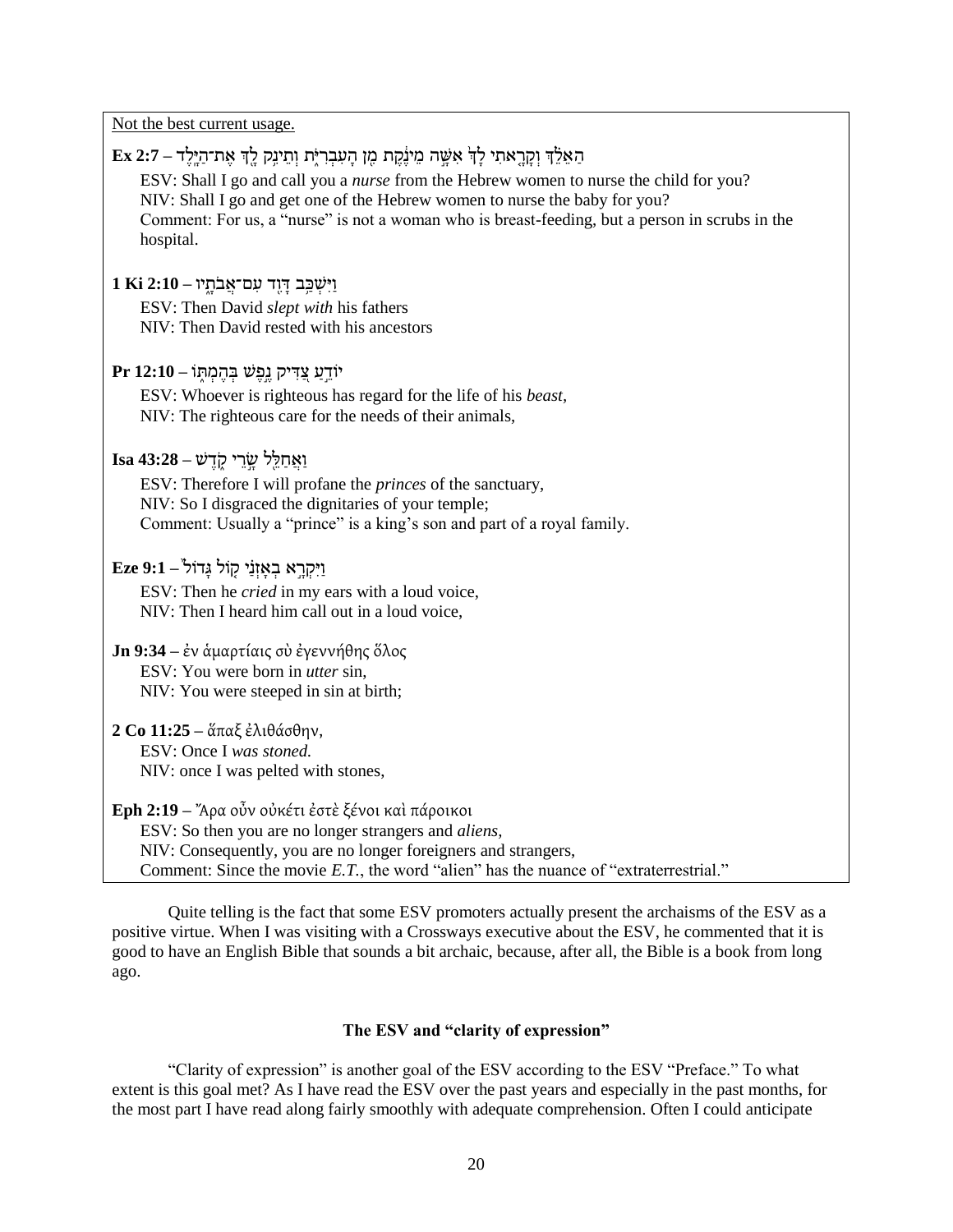Not the best current usage.

**Ex 2:7 –** הַאֵלֵ֗ךְ וְקָרָ֤אתִי לָךְ֙ אִשָּׁ֣ה מֵינֶ֔קֶת מִ֖ן הָעִבְרִיֹּ֑ת וְתֵינִ֥ק לָ֖ךְ אֶת־הַיָּֽלֶד

ESV: Shall I go and call you a *nurse* from the Hebrew women to nurse the child for you?
NIV: Shall I go and get one of the Hebrew women to nurse the baby for you?
Comment: For us, a "nurse" is not a woman who is breast-feeding, but a person in scrubs in the hospital.

**1 Ki 2:10 –** וַיִּשְׁכַּ֥ב דָּוִ֖ד עִם־אֲבֹתָ֑יו

ESV: Then David *slept with* his fathers
NIV: Then David rested with his ancestors

**Pr 12:10 –** יוֹדֵ֣עַ צַ֭דִּיק נֶ֣פֶשׁ בְּהֶמְתּ֑וֹ

ESV: Whoever is righteous has regard for the life of his *beast*,
NIV: The righteous care for the needs of their animals,

**Isa 43:28 –** וַאֲחַלֵּ֖ל שָׂ֣רֵי קֹ֑דֶשׁ

ESV: Therefore I will profane the *princes* of the sanctuary,
NIV: So I disgraced the dignitaries of your temple;
Comment: Usually a "prince" is a king's son and part of a royal family.

**Eze 9:1 –** וַיִּקְרָ֨א בְאָזְנַ֜י ק֤וֹל גָּדוֹל֙

ESV: Then he *cried* in my ears with a loud voice,
NIV: Then I heard him call out in a loud voice,

**Jn 9:34 –** ἐν ἁμαρτίαις σὺ ἐγεννήθης ὅλος
ESV: You were born in *utter* sin,
NIV: You were steeped in sin at birth;

**2 Co 11:25 –** ἅπαξ ἐλιθάσθην,
ESV: Once I *was stoned.*
NIV: once I was pelted with stones,

**Eph 2:19 –** Ἄρα οὖν οὐκέτι ἐστὲ ξένοι καὶ πάροικοι
ESV: So then you are no longer strangers and *aliens,*
NIV: Consequently, you are no longer foreigners and strangers,
Comment: Since the movie *E.T.*, the word "alien" has the nuance of "extraterrestrial."

Quite telling is the fact that some ESV promoters actually present the archaisms of the ESV as a positive virtue. When I was visiting with a Crossways executive about the ESV, he commented that it is good to have an English Bible that sounds a bit archaic, because, after all, the Bible is a book from long ago.

**The ESV and "clarity of expression"**

"Clarity of expression" is another goal of the ESV according to the ESV "Preface." To what extent is this goal met? As I have read the ESV over the past years and especially in the past months, for the most part I have read along fairly smoothly with adequate comprehension. Often I could anticipate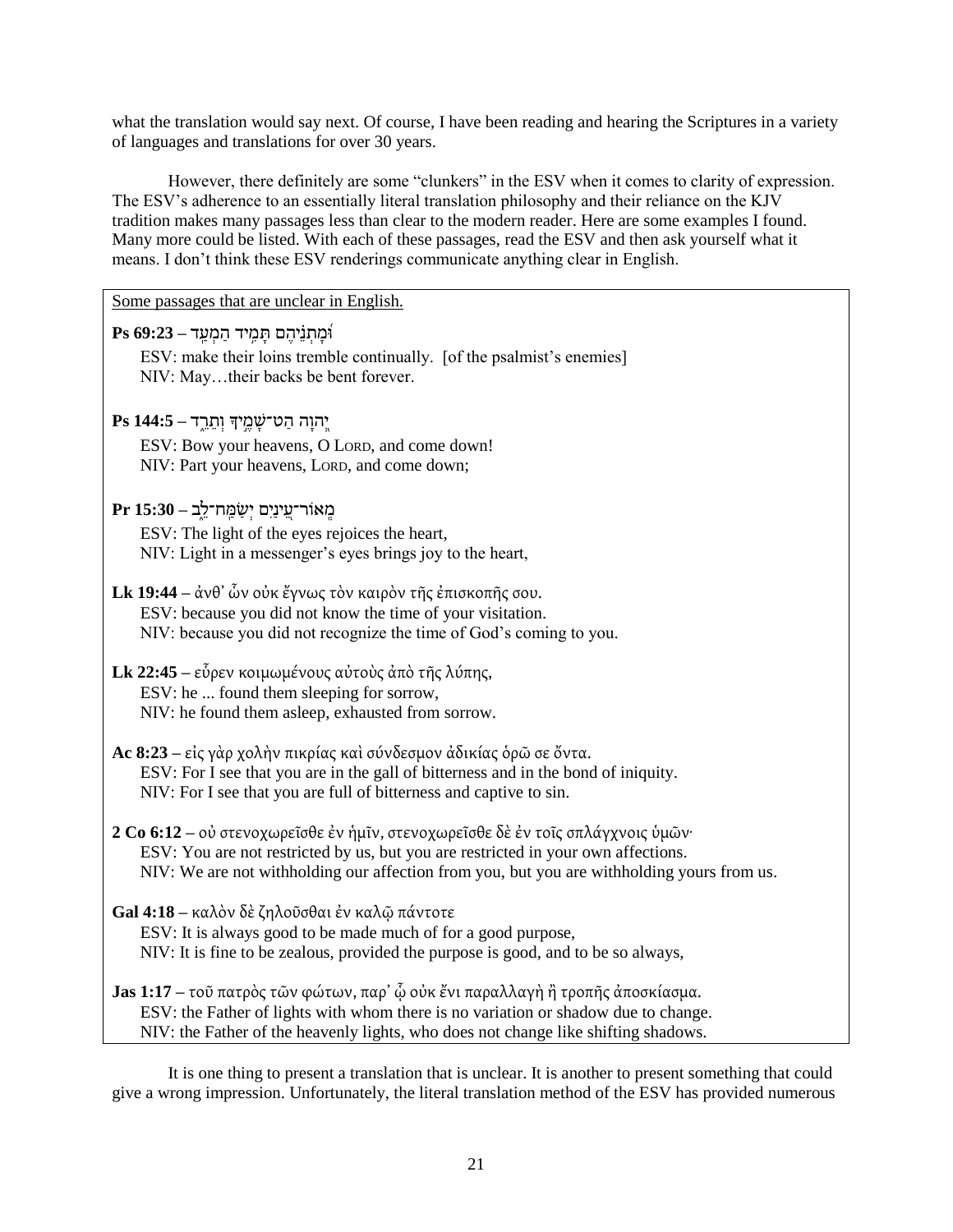what the translation would say next. Of course, I have been reading and hearing the Scriptures in a variety of languages and translations for over 30 years.

However, there definitely are some "clunkers" in the ESV when it comes to clarity of expression. The ESV's adherence to an essentially literal translation philosophy and their reliance on the KJV tradition makes many passages less than clear to the modern reader. Here are some examples I found. Many more could be listed. With each of these passages, read the ESV and then ask yourself what it means. I don't think these ESV renderings communicate anything clear in English.

Some passages that are unclear in English.

**Ps 69:23 –** וּמָתְנֵיהֶם תָּמִיד הַמְעַד

ESV: make their loins tremble continually. [of the psalmist's enemies]
NIV: May…their backs be bent forever.

**Ps 144:5 –** יְהוָה הַט־שָׁמֶיךָ וְתֵרֵד

ESV: Bow your heavens, O LORD, and come down!
NIV: Part your heavens, LORD, and come down;

**Pr 15:30 –** מְאוֹר־עֵינַיִם יְשַׂמַּח־לֵב

ESV: The light of the eyes rejoices the heart,
NIV: Light in a messenger's eyes brings joy to the heart,

**Lk 19:44 –** ἀνθ' ὧν οὐκ ἔγνως τὸν καιρὸν τῆς ἐπισκοπῆς σου.

ESV: because you did not know the time of your visitation.
NIV: because you did not recognize the time of God's coming to you.

**Lk 22:45 –** εὗρεν κοιμωμένους αὐτοὺς ἀπὸ τῆς λύπης,

ESV: he ... found them sleeping for sorrow,
NIV: he found them asleep, exhausted from sorrow.

**Ac 8:23 –** εἰς γὰρ χολὴν πικρίας καὶ σύνδεσμον ἀδικίας ὁρῶ σε ὄντα.

ESV: For I see that you are in the gall of bitterness and in the bond of iniquity.
NIV: For I see that you are full of bitterness and captive to sin.

**2 Co 6:12 –** οὐ στενοχωρεῖσθε ἐν ἡμῖν, στενοχωρεῖσθε δὲ ἐν τοῖς σπλάγχνοις ὑμῶν·

ESV: You are not restricted by us, but you are restricted in your own affections.
NIV: We are not withholding our affection from you, but you are withholding yours from us.

**Gal 4:18 –** καλὸν δὲ ζηλοῦσθαι ἐν καλῷ πάντοτε

ESV: It is always good to be made much of for a good purpose,
NIV: It is fine to be zealous, provided the purpose is good, and to be so always,

**Jas 1:17 –** τοῦ πατρὸς τῶν φώτων, παρ' ᾧ οὐκ ἔνι παραλλαγὴ ἢ τροπῆς ἀποσκίασμα.

ESV: the Father of lights with whom there is no variation or shadow due to change.
NIV: the Father of the heavenly lights, who does not change like shifting shadows.

It is one thing to present a translation that is unclear. It is another to present something that could give a wrong impression. Unfortunately, the literal translation method of the ESV has provided numerous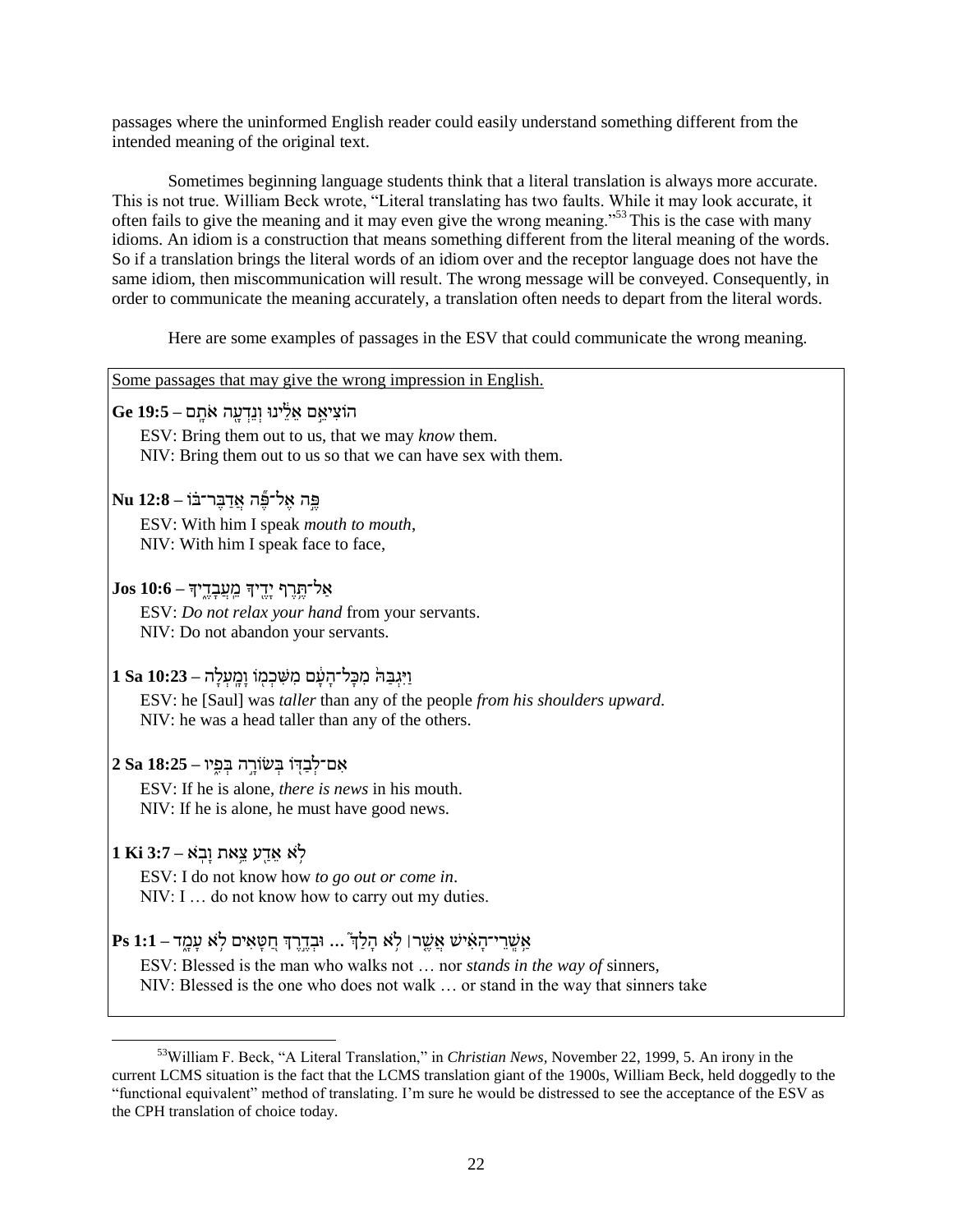passages where the uninformed English reader could easily understand something different from the intended meaning of the original text.

Sometimes beginning language students think that a literal translation is always more accurate. This is not true. William Beck wrote, "Literal translating has two faults. While it may look accurate, it often fails to give the meaning and it may even give the wrong meaning."[53] This is the case with many idioms. An idiom is a construction that means something different from the literal meaning of the words. So if a translation brings the literal words of an idiom over and the receptor language does not have the same idiom, then miscommunication will result. The wrong message will be conveyed. Consequently, in order to communicate the meaning accurately, a translation often needs to depart from the literal words.

Here are some examples of passages in the ESV that could communicate the wrong meaning.

Some passages that may give the wrong impression in English.

**Ge 19:5 –** הוֹצִיאֵם אֵלֵינוּ וְנֵדְעָה אֹתָם

ESV: Bring them out to us, that we may *know* them.
NIV: Bring them out to us so that we can have sex with them.

**Nu 12:8 –** פֶּה אֶל־פֶּה אֲדַבֶּר־בּוֹ

ESV: With him I speak *mouth to mouth*,
NIV: With him I speak face to face,

**Jos 10:6 –** אַל־תֶּרֶף יָדֶיךָ מֵעֲבָדֶיךָ

ESV: *Do not relax your hand* from your servants.
NIV: Do not abandon your servants.

**1 Sa 10:23 –** וַיִּגְבַּהּ מִכָּל־הָעָם מִשִּׁכְמוֹ וָמָעְלָה

ESV: he [Saul] was *taller* than any of the people *from his shoulders upward*.
NIV: he was a head taller than any of the others.

**2 Sa 18:25 –** אִם־לְבַדּוֹ בְּשׂוֹרָה בְּפִיו

ESV: If he is alone, *there is news* in his mouth.
NIV: If he is alone, he must have good news.

**1 Ki 3:7 –** לֹא אֵדַע צֵאת וָבֹא

ESV: I do not know how *to go out or come in*.
NIV: I … do not know how to carry out my duties.

**Ps 1:1 –** אַשְׁרֵי־הָאִישׁ אֲשֶׁר׀ לֹא הָלַךְ … וּבְדֶרֶךְ חַטָּאִים לֹא עָמָד

ESV: Blessed is the man who walks not … nor *stands in the way of* sinners,
NIV: Blessed is the one who does not walk … or stand in the way that sinners take

[53] William F. Beck, "A Literal Translation," in *Christian News,* November 22, 1999, 5. An irony in the current LCMS situation is the fact that the LCMS translation giant of the 1900s, William Beck, held doggedly to the "functional equivalent" method of translating. I'm sure he would be distressed to see the acceptance of the ESV as the CPH translation of choice today.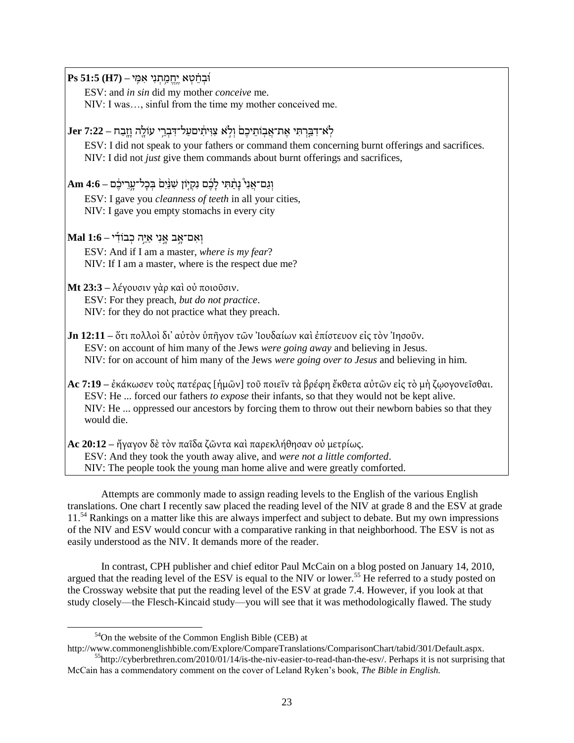**Ps 51:5 (H7)** – וּבְחֵטְא יֶחֱמַתְנִי אִמִּי

ESV: and *in sin* did my mother *conceive* me.

NIV: I was…, sinful from the time my mother conceived me.

**Jer 7:22** – לֹא־דִבַּרְתִּי אֶת־אֲבוֹתֵיכֶם וְלֹא צִוִּיתִים עַל־דִּבְרֵי עוֹלָה וָזָבַח

ESV: I did not speak to your fathers or command them concerning burnt offerings and sacrifices.

NIV: I did not *just* give them commands about burnt offerings and sacrifices,

**Am 4:6** – וְגַם־אֲנִי נָתַתִּי לָכֶם נִקְיוֹן שִׁנַּיִם בְּכָל־עָרֵיכֶם

ESV: I gave you *cleanness of teeth* in all your cities,

NIV: I gave you empty stomachs in every city

**Mal 1:6** – וְאִם־אָב אָנִי אַיֵּה כְבוֹדִי

ESV: And if I am a master, *where is my fear*?

NIV: If I am a master, where is the respect due me?

**Mt 23:3** – λέγουσιν γὰρ καὶ οὐ ποιοῦσιν.

ESV: For they preach, *but do not practice*.

NIV: for they do not practice what they preach.

**Jn 12:11** – ὅτι πολλοὶ δι' αὐτὸν ὑπῆγον τῶν Ἰουδαίων καὶ ἐπίστευον εἰς τὸν Ἰησοῦν.

ESV: on account of him many of the Jews *were going away* and believing in Jesus.

NIV: for on account of him many of the Jews *were going over to Jesus* and believing in him.

**Ac 7:19** – ἐκάκωσεν τοὺς πατέρας [ἡμῶν] τοῦ ποιεῖν τὰ βρέφη ἔκθετα αὐτῶν εἰς τὸ μὴ ζῳογονεῖσθαι.

ESV: He ... forced our fathers *to expose* their infants, so that they would not be kept alive.

NIV: He ... oppressed our ancestors by forcing them to throw out their newborn babies so that they would die.

**Ac 20:12** – ἤγαγον δὲ τὸν παῖδα ζῶντα καὶ παρεκλήθησαν οὐ μετρίως.

ESV: And they took the youth away alive, and *were not a little comforted*.

NIV: The people took the young man home alive and were greatly comforted.

Attempts are commonly made to assign reading levels to the English of the various English translations. One chart I recently saw placed the reading level of the NIV at grade 8 and the ESV at grade 11.[54] Rankings on a matter like this are always imperfect and subject to debate. But my own impressions of the NIV and ESV would concur with a comparative ranking in that neighborhood. The ESV is not as easily understood as the NIV. It demands more of the reader.

In contrast, CPH publisher and chief editor Paul McCain on a blog posted on January 14, 2010, argued that the reading level of the ESV is equal to the NIV or lower.[55] He referred to a study posted on the Crossway website that put the reading level of the ESV at grade 7.4. However, if you look at that study closely—the Flesch-Kincaid study—you will see that it was methodologically flawed. The study

---

[54] On the website of the Common English Bible (CEB) at http://www.commonenglishbible.com/Explore/CompareTranslations/ComparisonChart/tabid/301/Default.aspx.

[55] http://cyberbrethren.com/2010/01/14/is-the-niv-easier-to-read-than-the-esv/. Perhaps it is not surprising that McCain has a commendatory comment on the cover of Leland Ryken's book, *The Bible in English.*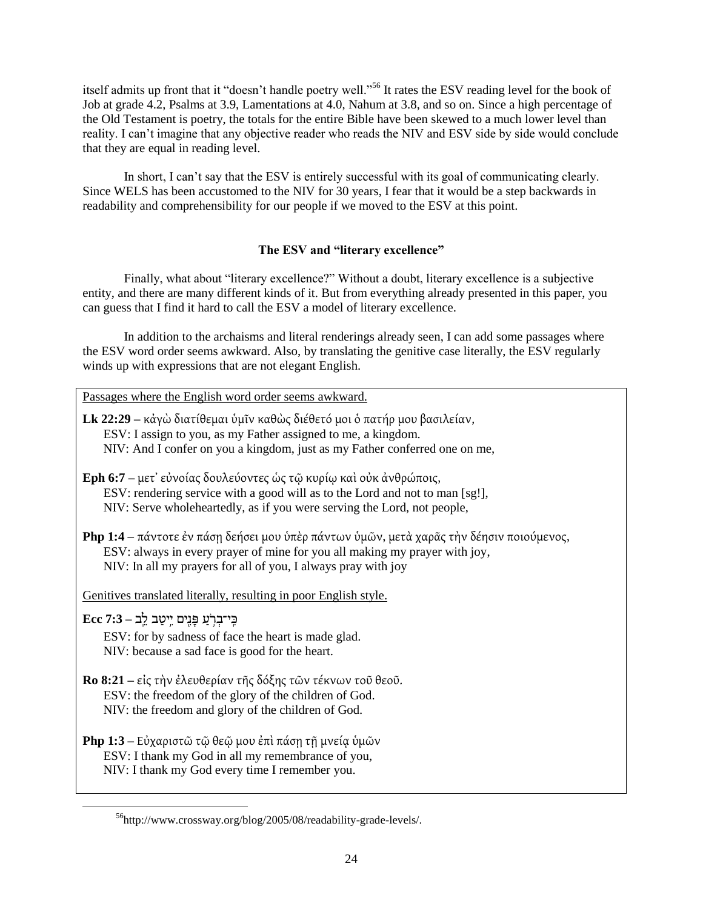itself admits up front that it "doesn't handle poetry well."[56] It rates the ESV reading level for the book of Job at grade 4.2, Psalms at 3.9, Lamentations at 4.0, Nahum at 3.8, and so on. Since a high percentage of the Old Testament is poetry, the totals for the entire Bible have been skewed to a much lower level than reality. I can't imagine that any objective reader who reads the NIV and ESV side by side would conclude that they are equal in reading level.

In short, I can't say that the ESV is entirely successful with its goal of communicating clearly. Since WELS has been accustomed to the NIV for 30 years, I fear that it would be a step backwards in readability and comprehensibility for our people if we moved to the ESV at this point.

### The ESV and "literary excellence"

Finally, what about "literary excellence?" Without a doubt, literary excellence is a subjective entity, and there are many different kinds of it. But from everything already presented in this paper, you can guess that I find it hard to call the ESV a model of literary excellence.

In addition to the archaisms and literal renderings already seen, I can add some passages where the ESV word order seems awkward. Also, by translating the genitive case literally, the ESV regularly winds up with expressions that are not elegant English.

<u>Passages where the English word order seems awkward.</u>

**Lk 22:29 –** κἀγὼ διατίθεμαι ὑμῖν καθὼς διέθετό μοι ὁ πατήρ μου βασιλείαν,
ESV: I assign to you, as my Father assigned to me, a kingdom.
NIV: And I confer on you a kingdom, just as my Father conferred one on me,

**Eph 6:7 –** μετ' εὐνοίας δουλεύοντες ὡς τῷ κυρίῳ καὶ οὐκ ἀνθρώποις,
ESV: rendering service with a good will as to the Lord and not to man [sg!],
NIV: Serve wholeheartedly, as if you were serving the Lord, not people,

**Php 1:4 –** πάντοτε ἐν πάσῃ δεήσει μου ὑπὲρ πάντων ὑμῶν, μετὰ χαρᾶς τὴν δέησιν ποιούμενος,
ESV: always in every prayer of mine for you all making my prayer with joy,
NIV: In all my prayers for all of you, I always pray with joy

<u>Genitives translated literally, resulting in poor English style.</u>

**Ecc 7:3 –** כִּי־בְרֹעַ פָּנִים יִיטַב לֵב
ESV: for by sadness of face the heart is made glad.
NIV: because a sad face is good for the heart.

**Ro 8:21 –** εἰς τὴν ἐλευθερίαν τῆς δόξης τῶν τέκνων τοῦ θεοῦ.
ESV: the freedom of the glory of the children of God.
NIV: the freedom and glory of the children of God.

**Php 1:3 –** Εὐχαριστῶ τῷ θεῷ μου ἐπὶ πάσῃ τῇ μνείᾳ ὑμῶν
ESV: I thank my God in all my remembrance of you,
NIV: I thank my God every time I remember you.

[56] http://www.crossway.org/blog/2005/08/readability-grade-levels/.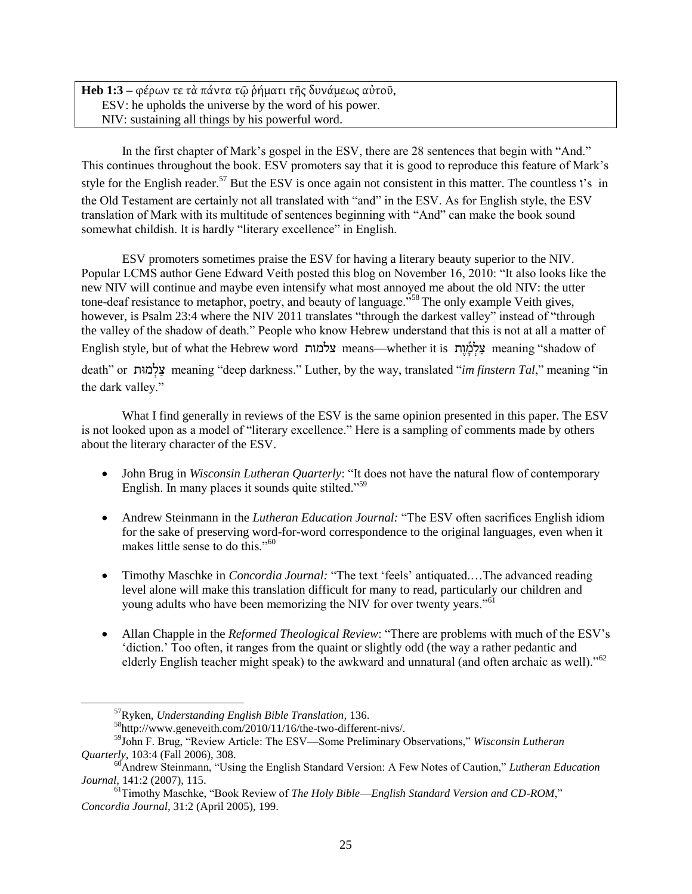**Heb 1:3** – φέρων τε τὰ πάντα τῷ ῥήματι τῆς δυνάμεως αὐτοῦ,
ESV: he upholds the universe by the word of his power.
NIV: sustaining all things by his powerful word.

In the first chapter of Mark's gospel in the ESV, there are 28 sentences that begin with "And." This continues throughout the book. ESV promoters say that it is good to reproduce this feature of Mark's style for the English reader.[57] But the ESV is once again not consistent in this matter. The countless ו's in the Old Testament are certainly not all translated with "and" in the ESV. As for English style, the ESV translation of Mark with its multitude of sentences beginning with "And" can make the book sound somewhat childish. It is hardly "literary excellence" in English.

ESV promoters sometimes praise the ESV for having a literary beauty superior to the NIV. Popular LCMS author Gene Edward Veith posted this blog on November 16, 2010: "It also looks like the new NIV will continue and maybe even intensify what most annoyed me about the old NIV: the utter tone-deaf resistance to metaphor, poetry, and beauty of language."[58] The only example Veith gives, however, is Psalm 23:4 where the NIV 2011 translates "through the darkest valley" instead of "through the valley of the shadow of death." People who know Hebrew understand that this is not at all a matter of English style, but of what the Hebrew word צלמות means—whether it is צַלְמָ֫וֶת meaning "shadow of death" or צַלְמוּת meaning "deep darkness." Luther, by the way, translated "*im finstern Tal*," meaning "in the dark valley."

What I find generally in reviews of the ESV is the same opinion presented in this paper. The ESV is not looked upon as a model of "literary excellence." Here is a sampling of comments made by others about the literary character of the ESV.

- John Brug in *Wisconsin Lutheran Quarterly*: "It does not have the natural flow of contemporary English. In many places it sounds quite stilted."[59]
- Andrew Steinmann in the *Lutheran Education Journal:* "The ESV often sacrifices English idiom for the sake of preserving word-for-word correspondence to the original languages, even when it makes little sense to do this."[60]
- Timothy Maschke in *Concordia Journal:* "The text 'feels' antiquated.…The advanced reading level alone will make this translation difficult for many to read, particularly our children and young adults who have been memorizing the NIV for over twenty years."[61]
- Allan Chapple in the *Reformed Theological Review*: "There are problems with much of the ESV's 'diction.' Too often, it ranges from the quaint or slightly odd (the way a rather pedantic and elderly English teacher might speak) to the awkward and unnatural (and often archaic as well)."[62]

---

[57] Ryken, *Understanding English Bible Translation*, 136.

[58] http://www.geneveith.com/2010/11/16/the-two-different-nivs/.

[59] John F. Brug, "Review Article: The ESV—Some Preliminary Observations," *Wisconsin Lutheran Quarterly*, 103:4 (Fall 2006), 308.

[60] Andrew Steinmann, "Using the English Standard Version: A Few Notes of Caution," *Lutheran Education Journal*, 141:2 (2007), 115.

[61] Timothy Maschke, "Book Review of *The Holy Bible—English Standard Version and CD-ROM*," *Concordia Journal*, 31:2 (April 2005), 199.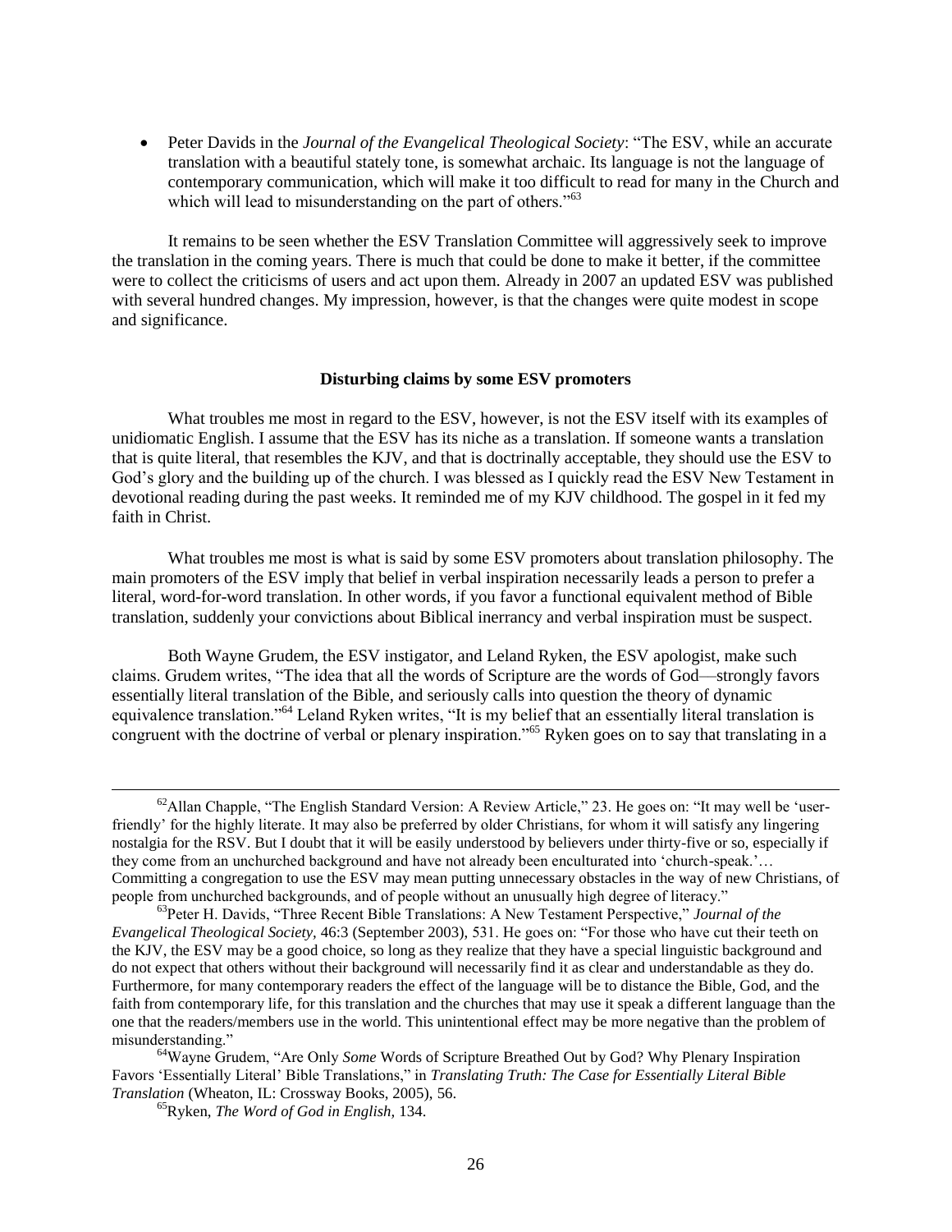- Peter Davids in the *Journal of the Evangelical Theological Society*: "The ESV, while an accurate translation with a beautiful stately tone, is somewhat archaic. Its language is not the language of contemporary communication, which will make it too difficult to read for many in the Church and which will lead to misunderstanding on the part of others."[63]

It remains to be seen whether the ESV Translation Committee will aggressively seek to improve the translation in the coming years. There is much that could be done to make it better, if the committee were to collect the criticisms of users and act upon them. Already in 2007 an updated ESV was published with several hundred changes. My impression, however, is that the changes were quite modest in scope and significance.

**Disturbing claims by some ESV promoters**

What troubles me most in regard to the ESV, however, is not the ESV itself with its examples of unidiomatic English. I assume that the ESV has its niche as a translation. If someone wants a translation that is quite literal, that resembles the KJV, and that is doctrinally acceptable, they should use the ESV to God's glory and the building up of the church. I was blessed as I quickly read the ESV New Testament in devotional reading during the past weeks. It reminded me of my KJV childhood. The gospel in it fed my faith in Christ.

What troubles me most is what is said by some ESV promoters about translation philosophy. The main promoters of the ESV imply that belief in verbal inspiration necessarily leads a person to prefer a literal, word-for-word translation. In other words, if you favor a functional equivalent method of Bible translation, suddenly your convictions about Biblical inerrancy and verbal inspiration must be suspect.

Both Wayne Grudem, the ESV instigator, and Leland Ryken, the ESV apologist, make such claims. Grudem writes, "The idea that all the words of Scripture are the words of God—strongly favors essentially literal translation of the Bible, and seriously calls into question the theory of dynamic equivalence translation."[64] Leland Ryken writes, "It is my belief that an essentially literal translation is congruent with the doctrine of verbal or plenary inspiration."[65] Ryken goes on to say that translating in a

---

[62] Allan Chapple, "The English Standard Version: A Review Article," 23. He goes on: "It may well be 'user-friendly' for the highly literate. It may also be preferred by older Christians, for whom it will satisfy any lingering nostalgia for the RSV. But I doubt that it will be easily understood by believers under thirty-five or so, especially if they come from an unchurched background and have not already been enculturated into 'church-speak.'… Committing a congregation to use the ESV may mean putting unnecessary obstacles in the way of new Christians, of people from unchurched backgrounds, and of people without an unusually high degree of literacy."

[63] Peter H. Davids, "Three Recent Bible Translations: A New Testament Perspective," *Journal of the Evangelical Theological Society,* 46:3 (September 2003), 531. He goes on: "For those who have cut their teeth on the KJV, the ESV may be a good choice, so long as they realize that they have a special linguistic background and do not expect that others without their background will necessarily find it as clear and understandable as they do. Furthermore, for many contemporary readers the effect of the language will be to distance the Bible, God, and the faith from contemporary life, for this translation and the churches that may use it speak a different language than the one that the readers/members use in the world. This unintentional effect may be more negative than the problem of misunderstanding."

[64] Wayne Grudem, "Are Only *Some* Words of Scripture Breathed Out by God? Why Plenary Inspiration Favors 'Essentially Literal' Bible Translations," in *Translating Truth: The Case for Essentially Literal Bible Translation* (Wheaton, IL: Crossway Books, 2005), 56.

[65] Ryken, *The Word of God in English,* 134.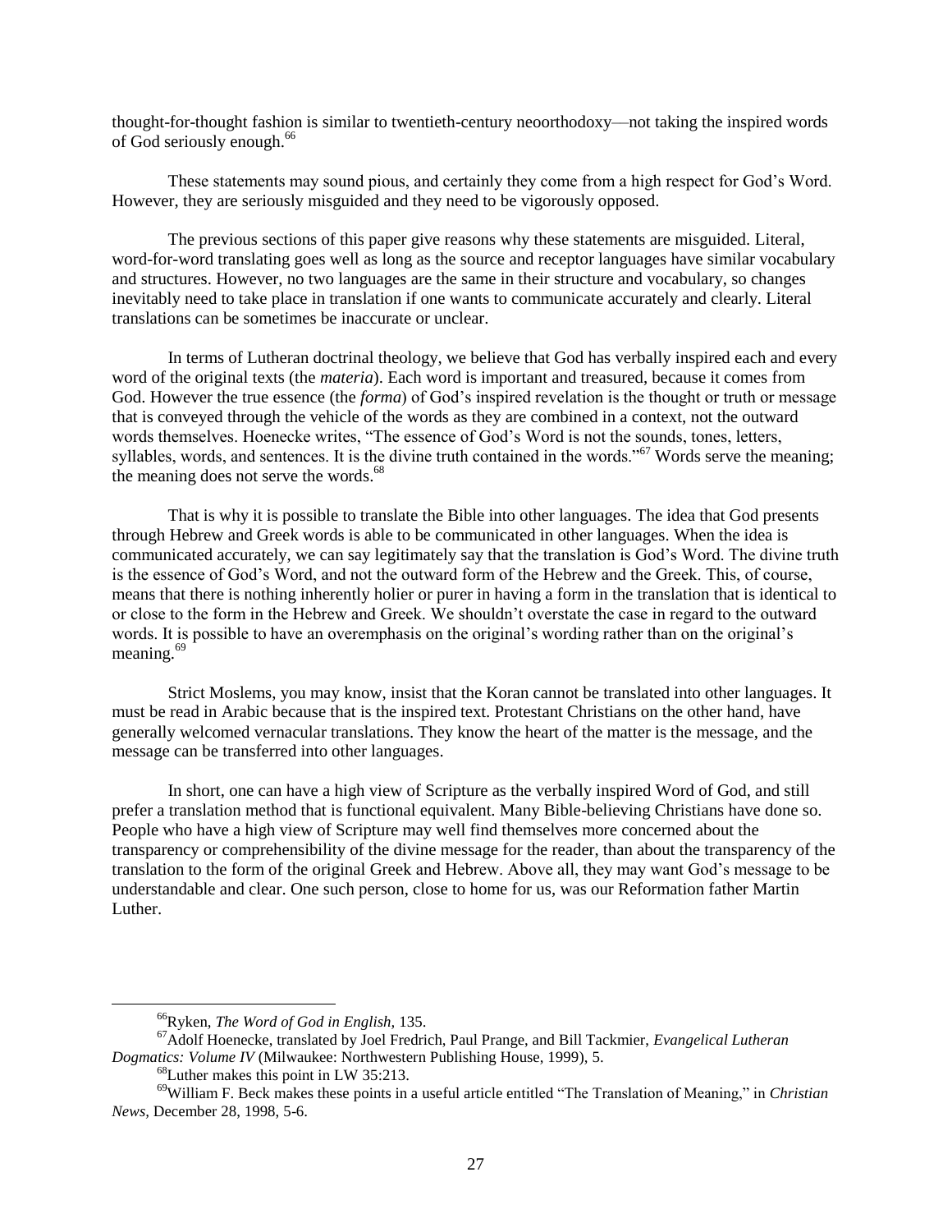thought-for-thought fashion is similar to twentieth-century neoorthodoxy—not taking the inspired words of God seriously enough.[66]

These statements may sound pious, and certainly they come from a high respect for God's Word. However, they are seriously misguided and they need to be vigorously opposed.

The previous sections of this paper give reasons why these statements are misguided. Literal, word-for-word translating goes well as long as the source and receptor languages have similar vocabulary and structures. However, no two languages are the same in their structure and vocabulary, so changes inevitably need to take place in translation if one wants to communicate accurately and clearly. Literal translations can be sometimes be inaccurate or unclear.

In terms of Lutheran doctrinal theology, we believe that God has verbally inspired each and every word of the original texts (the *materia*). Each word is important and treasured, because it comes from God. However the true essence (the *forma*) of God's inspired revelation is the thought or truth or message that is conveyed through the vehicle of the words as they are combined in a context, not the outward words themselves. Hoenecke writes, "The essence of God's Word is not the sounds, tones, letters, syllables, words, and sentences. It is the divine truth contained in the words."[67] Words serve the meaning; the meaning does not serve the words.[68]

That is why it is possible to translate the Bible into other languages. The idea that God presents through Hebrew and Greek words is able to be communicated in other languages. When the idea is communicated accurately, we can say legitimately say that the translation is God's Word. The divine truth is the essence of God's Word, and not the outward form of the Hebrew and the Greek. This, of course, means that there is nothing inherently holier or purer in having a form in the translation that is identical to or close to the form in the Hebrew and Greek. We shouldn't overstate the case in regard to the outward words. It is possible to have an overemphasis on the original's wording rather than on the original's meaning.[69]

Strict Moslems, you may know, insist that the Koran cannot be translated into other languages. It must be read in Arabic because that is the inspired text. Protestant Christians on the other hand, have generally welcomed vernacular translations. They know the heart of the matter is the message, and the message can be transferred into other languages.

In short, one can have a high view of Scripture as the verbally inspired Word of God, and still prefer a translation method that is functional equivalent. Many Bible-believing Christians have done so. People who have a high view of Scripture may well find themselves more concerned about the transparency or comprehensibility of the divine message for the reader, than about the transparency of the translation to the form of the original Greek and Hebrew. Above all, they may want God's message to be understandable and clear. One such person, close to home for us, was our Reformation father Martin Luther.

---

[66] Ryken, *The Word of God in English,* 135.

[67] Adolf Hoenecke, translated by Joel Fredrich, Paul Prange, and Bill Tackmier, *Evangelical Lutheran Dogmatics: Volume IV* (Milwaukee: Northwestern Publishing House, 1999), 5.

[68] Luther makes this point in LW 35:213.

[69] William F. Beck makes these points in a useful article entitled "The Translation of Meaning," in *Christian News*, December 28, 1998, 5-6.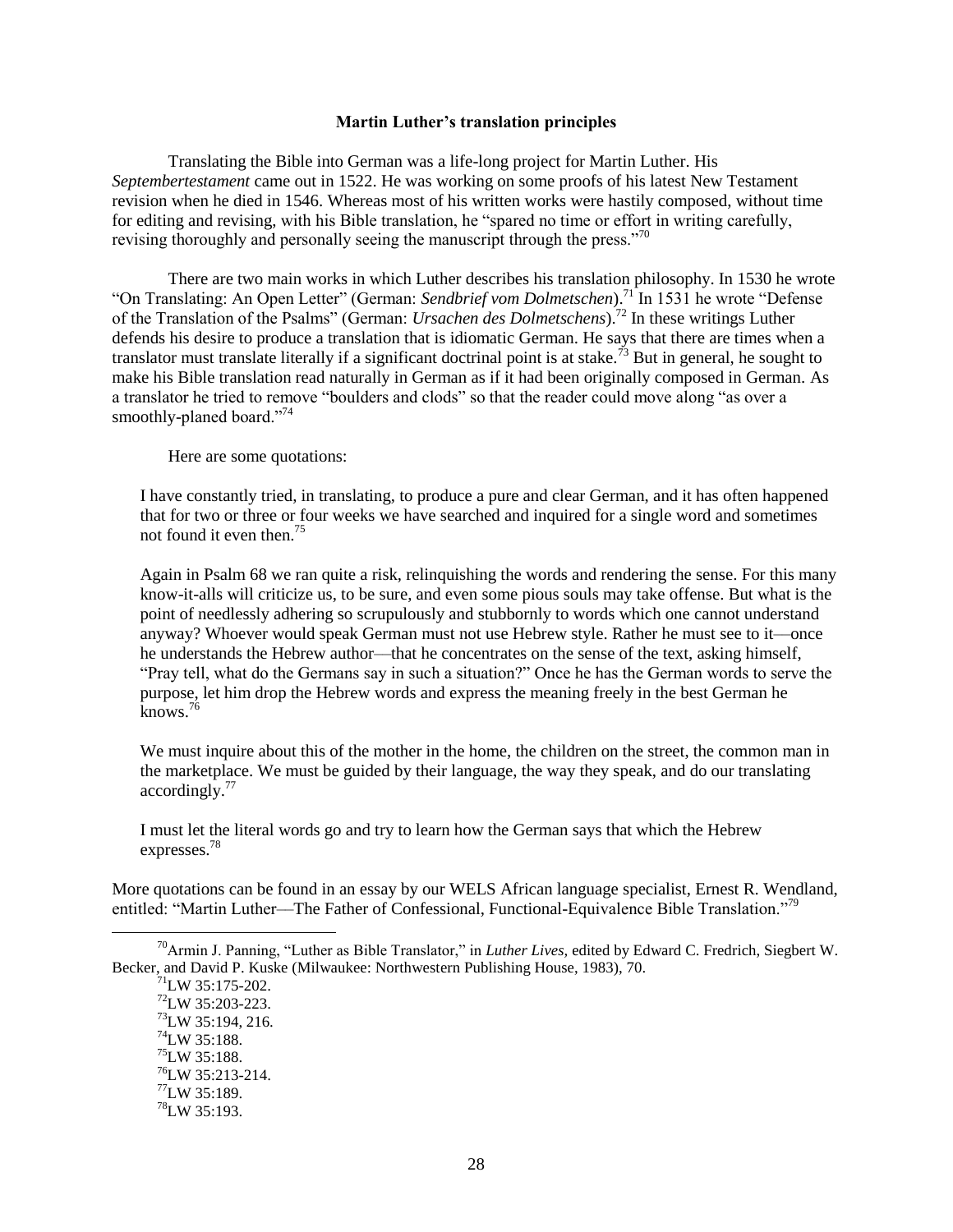### Martin Luther's translation principles

Translating the Bible into German was a life-long project for Martin Luther. His *Septembertestament* came out in 1522. He was working on some proofs of his latest New Testament revision when he died in 1546. Whereas most of his written works were hastily composed, without time for editing and revising, with his Bible translation, he "spared no time or effort in writing carefully, revising thoroughly and personally seeing the manuscript through the press."[70]

There are two main works in which Luther describes his translation philosophy. In 1530 he wrote "On Translating: An Open Letter" (German: *Sendbrief vom Dolmetschen*).[71] In 1531 he wrote "Defense of the Translation of the Psalms" (German: *Ursachen des Dolmetschens*).[72] In these writings Luther defends his desire to produce a translation that is idiomatic German. He says that there are times when a translator must translate literally if a significant doctrinal point is at stake.[73] But in general, he sought to make his Bible translation read naturally in German as if it had been originally composed in German. As a translator he tried to remove "boulders and clods" so that the reader could move along "as over a smoothly-planed board."[74]

Here are some quotations:

> I have constantly tried, in translating, to produce a pure and clear German, and it has often happened that for two or three or four weeks we have searched and inquired for a single word and sometimes not found it even then.[75]

> Again in Psalm 68 we ran quite a risk, relinquishing the words and rendering the sense. For this many know-it-alls will criticize us, to be sure, and even some pious souls may take offense. But what is the point of needlessly adhering so scrupulously and stubbornly to words which one cannot understand anyway? Whoever would speak German must not use Hebrew style. Rather he must see to it—once he understands the Hebrew author—that he concentrates on the sense of the text, asking himself, "Pray tell, what do the Germans say in such a situation?" Once he has the German words to serve the purpose, let him drop the Hebrew words and express the meaning freely in the best German he knows.[76]

> We must inquire about this of the mother in the home, the children on the street, the common man in the marketplace. We must be guided by their language, the way they speak, and do our translating accordingly.[77]

> I must let the literal words go and try to learn how the German says that which the Hebrew expresses.[78]

More quotations can be found in an essay by our WELS African language specialist, Ernest R. Wendland, entitled: "Martin Luther—The Father of Confessional, Functional-Equivalence Bible Translation."[79]

---

[70] Armin J. Panning, "Luther as Bible Translator," in *Luther Lives,* edited by Edward C. Fredrich, Siegbert W. Becker, and David P. Kuske (Milwaukee: Northwestern Publishing House, 1983), 70.

[71] LW 35:175-202.

[72] LW 35:203-223.

[73] LW 35:194, 216.

[74] LW 35:188.

[75] LW 35:188.

[76] LW 35:213-214.

[77] LW 35:189.

[78] LW 35:193.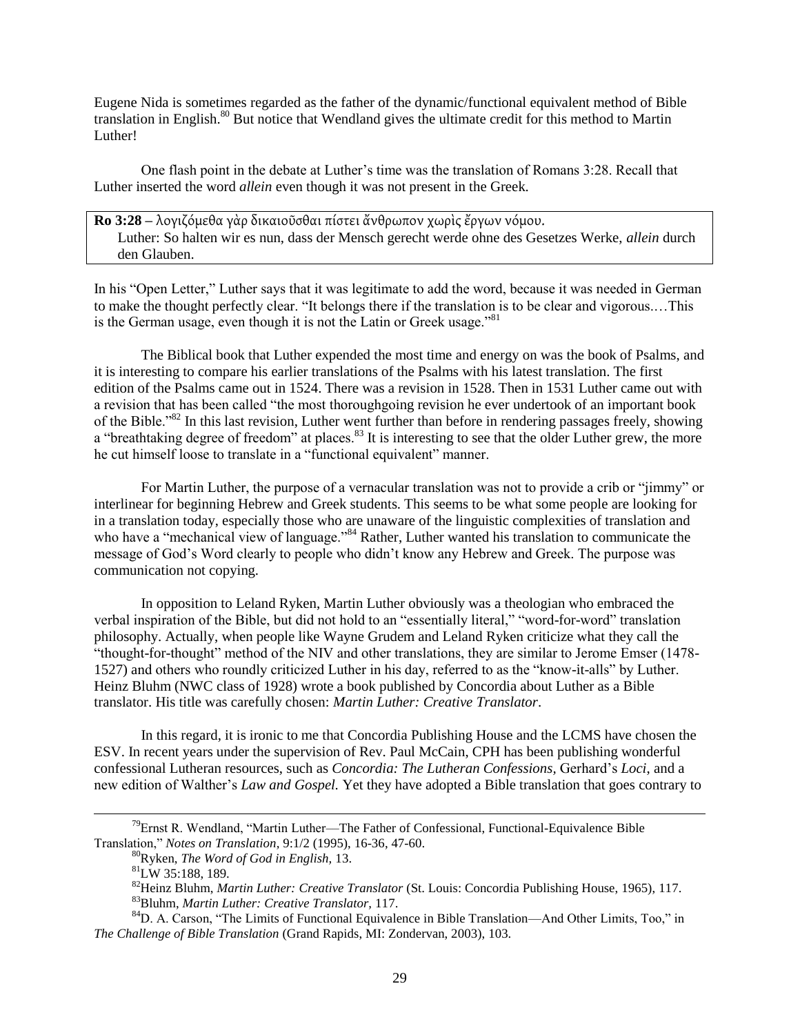Eugene Nida is sometimes regarded as the father of the dynamic/functional equivalent method of Bible translation in English.[80] But notice that Wendland gives the ultimate credit for this method to Martin Luther!

One flash point in the debate at Luther's time was the translation of Romans 3:28. Recall that Luther inserted the word *allein* even though it was not present in the Greek.

> **Ro 3:28** – λογιζόμεθα γὰρ δικαιοῦσθαι πίστει ἄνθρωπον χωρὶς ἔργων νόμου.
> Luther: So halten wir es nun, dass der Mensch gerecht werde ohne des Gesetzes Werke, *allein* durch den Glauben.

In his "Open Letter," Luther says that it was legitimate to add the word, because it was needed in German to make the thought perfectly clear. "It belongs there if the translation is to be clear and vigorous.…This is the German usage, even though it is not the Latin or Greek usage."[81]

The Biblical book that Luther expended the most time and energy on was the book of Psalms, and it is interesting to compare his earlier translations of the Psalms with his latest translation. The first edition of the Psalms came out in 1524. There was a revision in 1528. Then in 1531 Luther came out with a revision that has been called "the most thoroughgoing revision he ever undertook of an important book of the Bible."[82] In this last revision, Luther went further than before in rendering passages freely, showing a "breathtaking degree of freedom" at places.[83] It is interesting to see that the older Luther grew, the more he cut himself loose to translate in a "functional equivalent" manner.

For Martin Luther, the purpose of a vernacular translation was not to provide a crib or "jimmy" or interlinear for beginning Hebrew and Greek students. This seems to be what some people are looking for in a translation today, especially those who are unaware of the linguistic complexities of translation and who have a "mechanical view of language."[84] Rather, Luther wanted his translation to communicate the message of God's Word clearly to people who didn't know any Hebrew and Greek. The purpose was communication not copying.

In opposition to Leland Ryken, Martin Luther obviously was a theologian who embraced the verbal inspiration of the Bible, but did not hold to an "essentially literal," "word-for-word" translation philosophy. Actually, when people like Wayne Grudem and Leland Ryken criticize what they call the "thought-for-thought" method of the NIV and other translations, they are similar to Jerome Emser (1478-1527) and others who roundly criticized Luther in his day, referred to as the "know-it-alls" by Luther. Heinz Bluhm (NWC class of 1928) wrote a book published by Concordia about Luther as a Bible translator. His title was carefully chosen: *Martin Luther: Creative Translator*.

In this regard, it is ironic to me that Concordia Publishing House and the LCMS have chosen the ESV. In recent years under the supervision of Rev. Paul McCain, CPH has been publishing wonderful confessional Lutheran resources, such as *Concordia: The Lutheran Confessions*, Gerhard's *Loci*, and a new edition of Walther's *Law and Gospel.* Yet they have adopted a Bible translation that goes contrary to

---

[79] Ernst R. Wendland, "Martin Luther—The Father of Confessional, Functional-Equivalence Bible Translation," *Notes on Translation*, 9:1/2 (1995), 16-36, 47-60.

[80] Ryken, *The Word of God in English,* 13.

[81] LW 35:188, 189.

[82] Heinz Bluhm, *Martin Luther: Creative Translator* (St. Louis: Concordia Publishing House, 1965), 117.

[83] Bluhm, *Martin Luther: Creative Translator,* 117.

[84] D. A. Carson, "The Limits of Functional Equivalence in Bible Translation—And Other Limits, Too," in *The Challenge of Bible Translation* (Grand Rapids, MI: Zondervan, 2003), 103.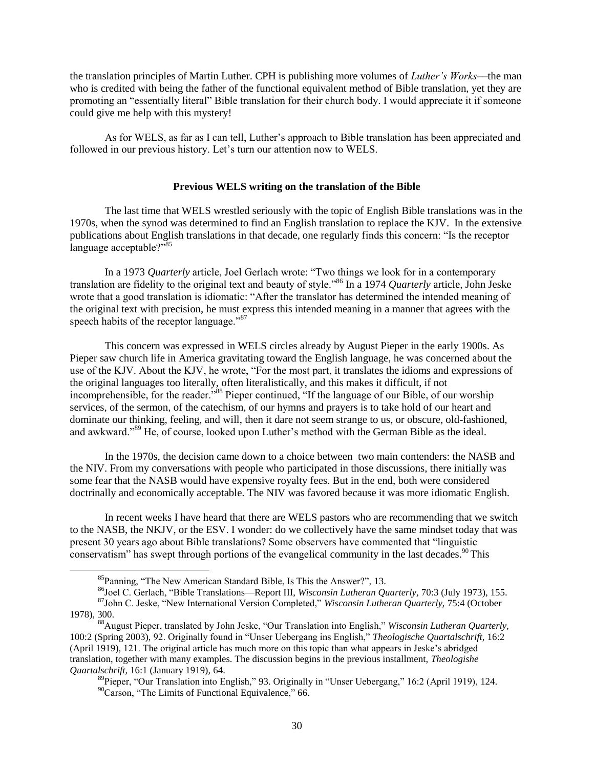the translation principles of Martin Luther. CPH is publishing more volumes of *Luther's Works*—the man who is credited with being the father of the functional equivalent method of Bible translation, yet they are promoting an "essentially literal" Bible translation for their church body. I would appreciate it if someone could give me help with this mystery!

As for WELS, as far as I can tell, Luther's approach to Bible translation has been appreciated and followed in our previous history. Let's turn our attention now to WELS.

### Previous WELS writing on the translation of the Bible

The last time that WELS wrestled seriously with the topic of English Bible translations was in the 1970s, when the synod was determined to find an English translation to replace the KJV. In the extensive publications about English translations in that decade, one regularly finds this concern: "Is the receptor language acceptable?"[85]

In a 1973 *Quarterly* article, Joel Gerlach wrote: "Two things we look for in a contemporary translation are fidelity to the original text and beauty of style."[86] In a 1974 *Quarterly* article, John Jeske wrote that a good translation is idiomatic: "After the translator has determined the intended meaning of the original text with precision, he must express this intended meaning in a manner that agrees with the speech habits of the receptor language."[87]

This concern was expressed in WELS circles already by August Pieper in the early 1900s. As Pieper saw church life in America gravitating toward the English language, he was concerned about the use of the KJV. About the KJV, he wrote, "For the most part, it translates the idioms and expressions of the original languages too literally, often literalistically, and this makes it difficult, if not incomprehensible, for the reader."[88] Pieper continued, "If the language of our Bible, of our worship services, of the sermon, of the catechism, of our hymns and prayers is to take hold of our heart and dominate our thinking, feeling, and will, then it dare not seem strange to us, or obscure, old-fashioned, and awkward."[89] He, of course, looked upon Luther's method with the German Bible as the ideal.

In the 1970s, the decision came down to a choice between two main contenders: the NASB and the NIV. From my conversations with people who participated in those discussions, there initially was some fear that the NASB would have expensive royalty fees. But in the end, both were considered doctrinally and economically acceptable. The NIV was favored because it was more idiomatic English.

In recent weeks I have heard that there are WELS pastors who are recommending that we switch to the NASB, the NKJV, or the ESV. I wonder: do we collectively have the same mindset today that was present 30 years ago about Bible translations? Some observers have commented that "linguistic conservatism" has swept through portions of the evangelical community in the last decades.[90] This

---

[85] Panning, "The New American Standard Bible, Is This the Answer?", 13.

[86] Joel C. Gerlach, "Bible Translations—Report III, *Wisconsin Lutheran Quarterly,* 70:3 (July 1973), 155.

[87] John C. Jeske, "New International Version Completed," *Wisconsin Lutheran Quarterly,* 75:4 (October 1978), 300.

[88] August Pieper, translated by John Jeske, "Our Translation into English," *Wisconsin Lutheran Quarterly,* 100:2 (Spring 2003), 92. Originally found in "Unser Uebergang ins English," *Theologische Quartalschrift,* 16:2 (April 1919), 121. The original article has much more on this topic than what appears in Jeske's abridged translation, together with many examples. The discussion begins in the previous installment, *Theologishe Quartalschrift,* 16:1 (January 1919), 64.

[89] Pieper, "Our Translation into English," 93. Originally in "Unser Uebergang," 16:2 (April 1919), 124.

[90] Carson, "The Limits of Functional Equivalence," 66.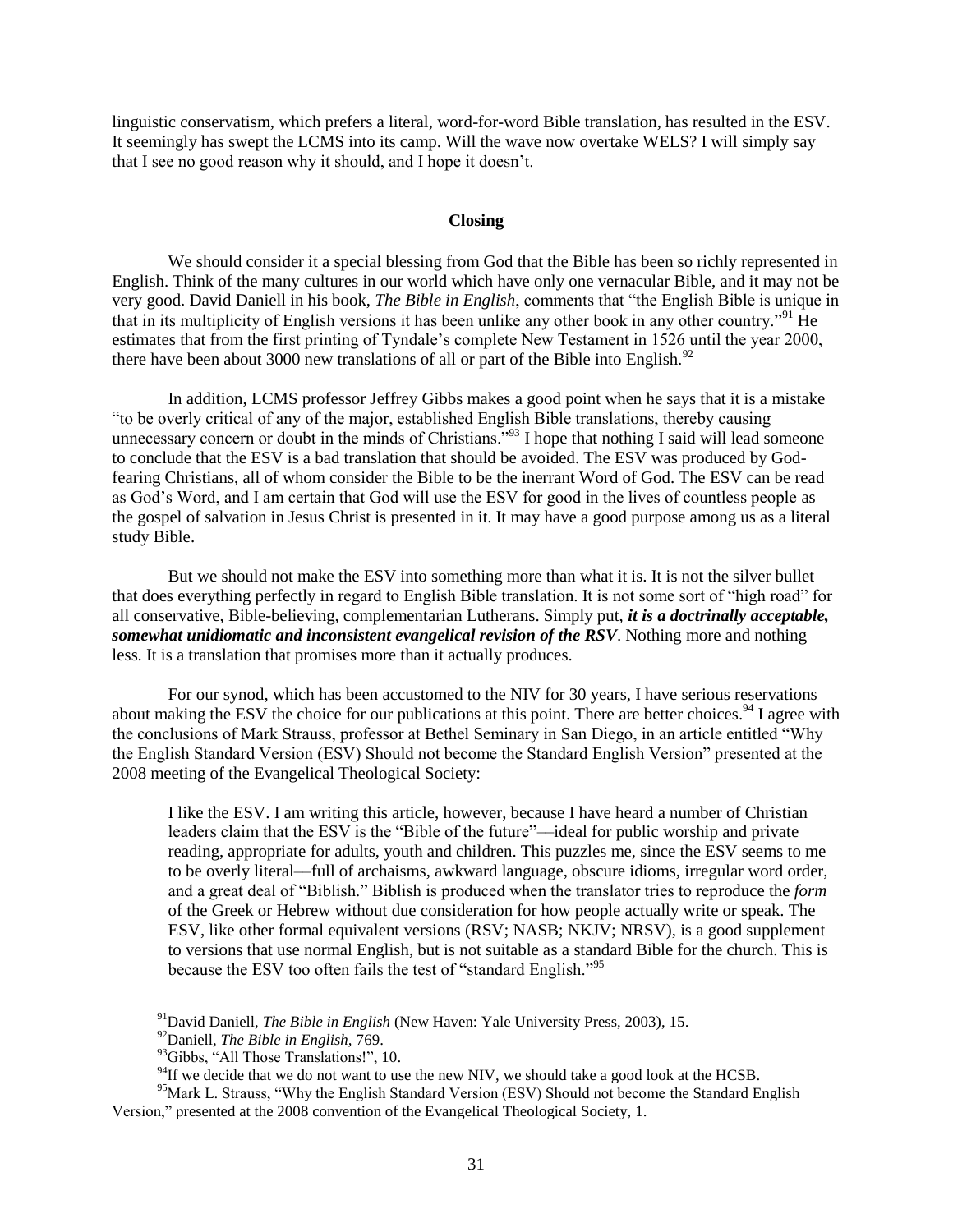linguistic conservatism, which prefers a literal, word-for-word Bible translation, has resulted in the ESV. It seemingly has swept the LCMS into its camp. Will the wave now overtake WELS? I will simply say that I see no good reason why it should, and I hope it doesn't.

## Closing

We should consider it a special blessing from God that the Bible has been so richly represented in English. Think of the many cultures in our world which have only one vernacular Bible, and it may not be very good. David Daniell in his book, *The Bible in English*, comments that "the English Bible is unique in that in its multiplicity of English versions it has been unlike any other book in any other country."[91] He estimates that from the first printing of Tyndale's complete New Testament in 1526 until the year 2000, there have been about 3000 new translations of all or part of the Bible into English.[92]

In addition, LCMS professor Jeffrey Gibbs makes a good point when he says that it is a mistake "to be overly critical of any of the major, established English Bible translations, thereby causing unnecessary concern or doubt in the minds of Christians."[93] I hope that nothing I said will lead someone to conclude that the ESV is a bad translation that should be avoided. The ESV was produced by God-fearing Christians, all of whom consider the Bible to be the inerrant Word of God. The ESV can be read as God's Word, and I am certain that God will use the ESV for good in the lives of countless people as the gospel of salvation in Jesus Christ is presented in it. It may have a good purpose among us as a literal study Bible.

But we should not make the ESV into something more than what it is. It is not the silver bullet that does everything perfectly in regard to English Bible translation. It is not some sort of "high road" for all conservative, Bible-believing, complementarian Lutherans. Simply put, ***it is a doctrinally acceptable, somewhat unidiomatic and inconsistent evangelical revision of the RSV***. Nothing more and nothing less. It is a translation that promises more than it actually produces.

For our synod, which has been accustomed to the NIV for 30 years, I have serious reservations about making the ESV the choice for our publications at this point. There are better choices.[94] I agree with the conclusions of Mark Strauss, professor at Bethel Seminary in San Diego, in an article entitled "Why the English Standard Version (ESV) Should not become the Standard English Version" presented at the 2008 meeting of the Evangelical Theological Society:

> I like the ESV. I am writing this article, however, because I have heard a number of Christian leaders claim that the ESV is the "Bible of the future"—ideal for public worship and private reading, appropriate for adults, youth and children. This puzzles me, since the ESV seems to me to be overly literal—full of archaisms, awkward language, obscure idioms, irregular word order, and a great deal of "Biblish." Biblish is produced when the translator tries to reproduce the *form* of the Greek or Hebrew without due consideration for how people actually write or speak. The ESV, like other formal equivalent versions (RSV; NASB; NKJV; NRSV), is a good supplement to versions that use normal English, but is not suitable as a standard Bible for the church. This is because the ESV too often fails the test of "standard English."[95]

---

[91] David Daniell, *The Bible in English* (New Haven: Yale University Press, 2003), 15.

[92] Daniell, *The Bible in English,* 769.

[93] Gibbs, "All Those Translations!", 10.

[94] If we decide that we do not want to use the new NIV, we should take a good look at the HCSB.

[95] Mark L. Strauss, "Why the English Standard Version (ESV) Should not become the Standard English Version," presented at the 2008 convention of the Evangelical Theological Society, 1.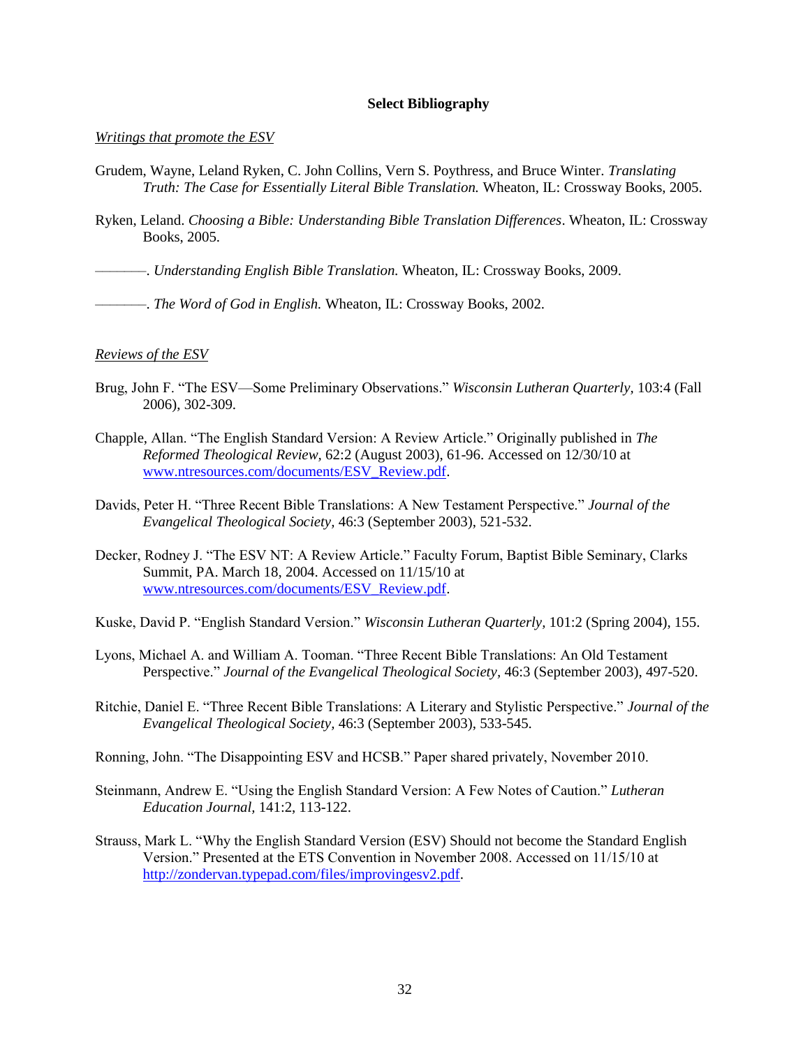## Select Bibliography

*<u>Writings that promote the ESV</u>*

Grudem, Wayne, Leland Ryken, C. John Collins, Vern S. Poythress, and Bruce Winter. *Translating Truth: The Case for Essentially Literal Bible Translation.* Wheaton, IL: Crossway Books, 2005.

Ryken, Leland. *Choosing a Bible: Understanding Bible Translation Differences*. Wheaton, IL: Crossway Books, 2005.

———. *Understanding English Bible Translation.* Wheaton, IL: Crossway Books, 2009.

———. *The Word of God in English.* Wheaton, IL: Crossway Books, 2002.

*<u>Reviews of the ESV</u>*

Brug, John F. "The ESV—Some Preliminary Observations." *Wisconsin Lutheran Quarterly,* 103:4 (Fall 2006), 302-309.

Chapple, Allan. "The English Standard Version: A Review Article." Originally published in *The Reformed Theological Review,* 62:2 (August 2003), 61-96. Accessed on 12/30/10 at [www.ntresources.com/documents/ESV_Review.pdf](www.ntresources.com/documents/ESV_Review.pdf).

Davids, Peter H. "Three Recent Bible Translations: A New Testament Perspective." *Journal of the Evangelical Theological Society,* 46:3 (September 2003), 521-532.

Decker, Rodney J. "The ESV NT: A Review Article." Faculty Forum, Baptist Bible Seminary, Clarks Summit, PA. March 18, 2004. Accessed on 11/15/10 at [www.ntresources.com/documents/ESV_Review.pdf](www.ntresources.com/documents/ESV_Review.pdf).

Kuske, David P. "English Standard Version." *Wisconsin Lutheran Quarterly,* 101:2 (Spring 2004), 155.

Lyons, Michael A. and William A. Tooman. "Three Recent Bible Translations: An Old Testament Perspective." *Journal of the Evangelical Theological Society,* 46:3 (September 2003), 497-520.

Ritchie, Daniel E. "Three Recent Bible Translations: A Literary and Stylistic Perspective." *Journal of the Evangelical Theological Society,* 46:3 (September 2003), 533-545.

Ronning, John. "The Disappointing ESV and HCSB." Paper shared privately, November 2010.

Steinmann, Andrew E. "Using the English Standard Version: A Few Notes of Caution." *Lutheran Education Journal,* 141:2, 113-122.

Strauss, Mark L. "Why the English Standard Version (ESV) Should not become the Standard English Version." Presented at the ETS Convention in November 2008. Accessed on 11/15/10 at [http://zondervan.typepad.com/files/improvingesv2.pdf](http://zondervan.typepad.com/files/improvingesv2.pdf).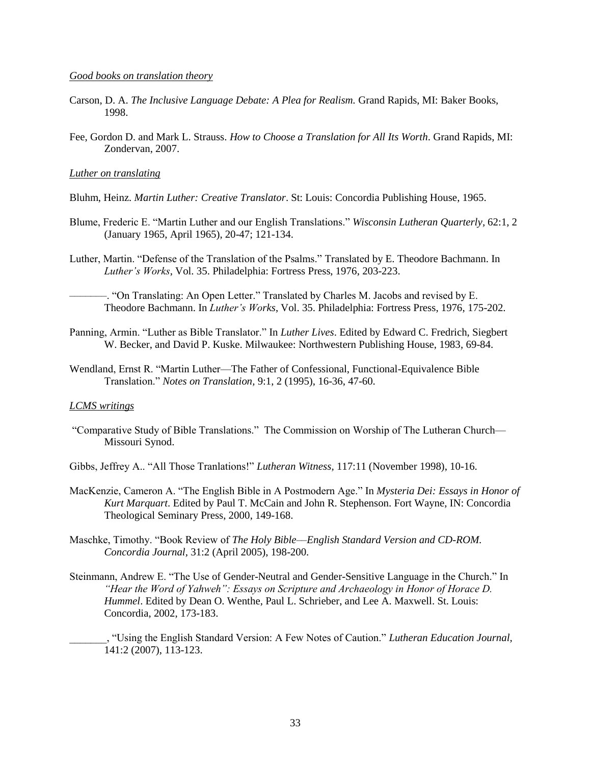*Good books on translation theory*

Carson, D. A. *The Inclusive Language Debate: A Plea for Realism.* Grand Rapids, MI: Baker Books, 1998.

Fee, Gordon D. and Mark L. Strauss. *How to Choose a Translation for All Its Worth*. Grand Rapids, MI: Zondervan, 2007.

*Luther on translating*

Bluhm, Heinz. *Martin Luther: Creative Translator*. St: Louis: Concordia Publishing House, 1965.

Blume, Frederic E. "Martin Luther and our English Translations." *Wisconsin Lutheran Quarterly,* 62:1, 2 (January 1965, April 1965), 20-47; 121-134.

Luther, Martin. "Defense of the Translation of the Psalms." Translated by E. Theodore Bachmann. In *Luther's Works*, Vol. 35. Philadelphia: Fortress Press, 1976, 203-223.

————. "On Translating: An Open Letter." Translated by Charles M. Jacobs and revised by E. Theodore Bachmann. In *Luther's Works*, Vol. 35. Philadelphia: Fortress Press, 1976, 175-202.

Panning, Armin. "Luther as Bible Translator." In *Luther Lives*. Edited by Edward C. Fredrich, Siegbert W. Becker, and David P. Kuske. Milwaukee: Northwestern Publishing House, 1983, 69-84.

Wendland, Ernst R. "Martin Luther—The Father of Confessional, Functional-Equivalence Bible Translation." *Notes on Translation,* 9:1, 2 (1995), 16-36, 47-60.

*LCMS writings*

"Comparative Study of Bible Translations." The Commission on Worship of The Lutheran Church—Missouri Synod.

Gibbs, Jeffrey A.. "All Those Tranlations!" *Lutheran Witness,* 117:11 (November 1998), 10-16.

MacKenzie, Cameron A. "The English Bible in A Postmodern Age." In *Mysteria Dei: Essays in Honor of Kurt Marquart*. Edited by Paul T. McCain and John R. Stephenson. Fort Wayne, IN: Concordia Theological Seminary Press, 2000, 149-168.

Maschke, Timothy. "Book Review of *The Holy Bible—English Standard Version and CD-ROM. Concordia Journal,* 31:2 (April 2005), 198-200.

Steinmann, Andrew E. "The Use of Gender-Neutral and Gender-Sensitive Language in the Church." In *"Hear the Word of Yahweh": Essays on Scripture and Archaeology in Honor of Horace D. Hummel*. Edited by Dean O. Wenthe, Paul L. Schrieber, and Lee A. Maxwell. St. Louis: Concordia, 2002, 173-183.

_______, "Using the English Standard Version: A Few Notes of Caution." *Lutheran Education Journal,* 141:2 (2007), 113-123.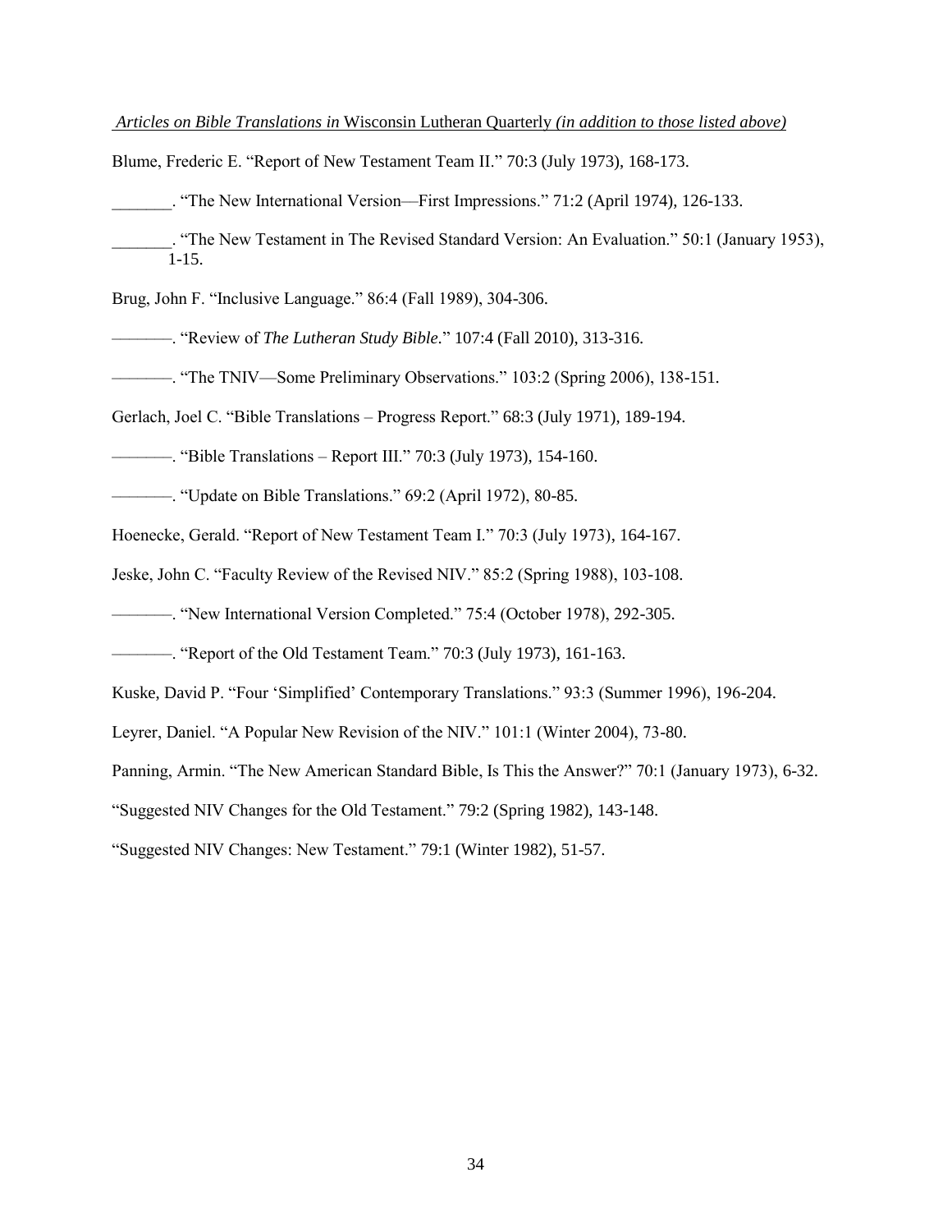_Articles on Bible Translations in_ Wisconsin Lutheran Quarterly _(in addition to those listed above)_

Blume, Frederic E. "Report of New Testament Team II." 70:3 (July 1973), 168-173.

_______. "The New International Version—First Impressions." 71:2 (April 1974), 126-133.

_______. "The New Testament in The Revised Standard Version: An Evaluation." 50:1 (January 1953), 1-15.

Brug, John F. "Inclusive Language." 86:4 (Fall 1989), 304-306.

————. "Review of *The Lutheran Study Bible*." 107:4 (Fall 2010), 313-316.

————. "The TNIV—Some Preliminary Observations." 103:2 (Spring 2006), 138-151.

Gerlach, Joel C. "Bible Translations – Progress Report." 68:3 (July 1971), 189-194.

————. "Bible Translations – Report III." 70:3 (July 1973), 154-160.

————. "Update on Bible Translations." 69:2 (April 1972), 80-85.

Hoenecke, Gerald. "Report of New Testament Team I." 70:3 (July 1973), 164-167.

Jeske, John C. "Faculty Review of the Revised NIV." 85:2 (Spring 1988), 103-108.

————. "New International Version Completed." 75:4 (October 1978), 292-305.

————. "Report of the Old Testament Team." 70:3 (July 1973), 161-163.

Kuske, David P. "Four 'Simplified' Contemporary Translations." 93:3 (Summer 1996), 196-204.

Leyrer, Daniel. "A Popular New Revision of the NIV." 101:1 (Winter 2004), 73-80.

Panning, Armin. "The New American Standard Bible, Is This the Answer?" 70:1 (January 1973), 6-32.

"Suggested NIV Changes for the Old Testament." 79:2 (Spring 1982), 143-148.

"Suggested NIV Changes: New Testament." 79:1 (Winter 1982), 51-57.